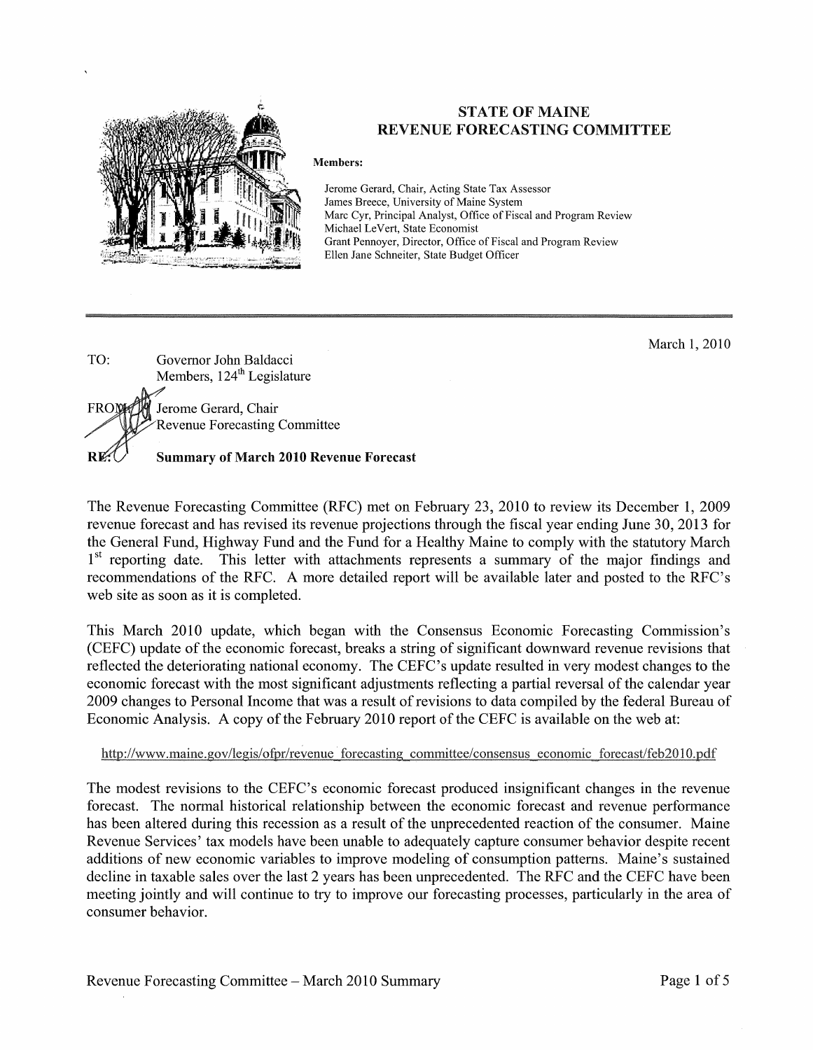# STATE OF MAINE
## REVENUE FORECASTING COMMITTEE

**Members:**

Jerome Gerard, Chair, Acting State Tax Assessor
James Breece, University of Maine System
Marc Cyr, Principal Analyst, Office of Fiscal and Program Review
Michael LeVert, State Economist
Grant Pennoyer, Director, Office of Fiscal and Program Review
Ellen Jane Schneiter, State Budget Officer

---

March 1, 2010

TO: Governor John Baldacci
Members, 124th Legislature

FROM: Jerome Gerard, Chair
Revenue Forecasting Committee

RE: **Summary of March 2010 Revenue Forecast**

The Revenue Forecasting Committee (RFC) met on February 23, 2010 to review its December 1, 2009 revenue forecast and has revised its revenue projections through the fiscal year ending June 30, 2013 for the General Fund, Highway Fund and the Fund for a Healthy Maine to comply with the statutory March 1st reporting date. This letter with attachments represents a summary of the major findings and recommendations of the RFC. A more detailed report will be available later and posted to the RFC's web site as soon as it is completed.

This March 2010 update, which began with the Consensus Economic Forecasting Commission's (CEFC) update of the economic forecast, breaks a string of significant downward revenue revisions that reflected the deteriorating national economy. The CEFC's update resulted in very modest changes to the economic forecast with the most significant adjustments reflecting a partial reversal of the calendar year 2009 changes to Personal Income that was a result of revisions to data compiled by the federal Bureau of Economic Analysis. A copy of the February 2010 report of the CEFC is available on the web at:

http://www.maine.gov/legis/ofpr/revenue_forecasting_committee/consensus_economic_forecast/feb2010.pdf

The modest revisions to the CEFC's economic forecast produced insignificant changes in the revenue forecast. The normal historical relationship between the economic forecast and revenue performance has been altered during this recession as a result of the unprecedented reaction of the consumer. Maine Revenue Services' tax models have been unable to adequately capture consumer behavior despite recent additions of new economic variables to improve modeling of consumption patterns. Maine's sustained decline in taxable sales over the last 2 years has been unprecedented. The RFC and the CEFC have been meeting jointly and will continue to try to improve our forecasting processes, particularly in the area of consumer behavior.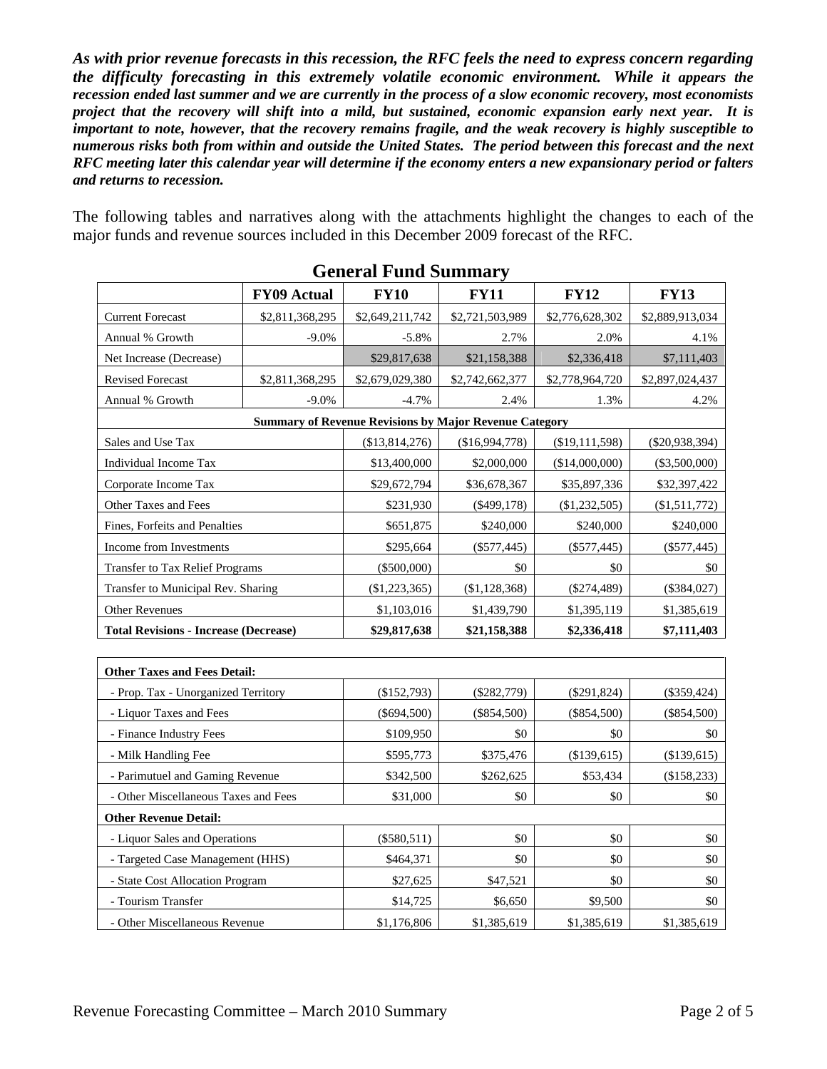***As with prior revenue forecasts in this recession, the RFC feels the need to express concern regarding the difficulty forecasting in this extremely volatile economic environment. While it appears the recession ended last summer and we are currently in the process of a slow economic recovery, most economists project that the recovery will shift into a mild, but sustained, economic expansion early next year. It is important to note, however, that the recovery remains fragile, and the weak recovery is highly susceptible to numerous risks both from within and outside the United States. The period between this forecast and the next RFC meeting later this calendar year will determine if the economy enters a new expansionary period or falters and returns to recession.***

The following tables and narratives along with the attachments highlight the changes to each of the major funds and revenue sources included in this December 2009 forecast of the RFC.

## General Fund Summary

| | FY09 Actual | FY10 | FY11 | FY12 | FY13 |
|---|---|---|---|---|---|
| Current Forecast | $2,811,368,295 | $2,649,211,742 | $2,721,503,989 | $2,776,628,302 | $2,889,913,034 |
| Annual % Growth | -9.0% | -5.8% | 2.7% | 2.0% | 4.1% |
| Net Increase (Decrease) | | $29,817,638 | $21,158,388 | $2,336,418 | $7,111,403 |
| Revised Forecast | $2,811,368,295 | $2,679,029,380 | $2,742,662,377 | $2,778,964,720 | $2,897,024,437 |
| Annual % Growth | -9.0% | -4.7% | 2.4% | 1.3% | 4.2% |
| **Summary of Revenue Revisions by Major Revenue Category** | | | | | |
| Sales and Use Tax | | ($13,814,276) | ($16,994,778) | ($19,111,598) | ($20,938,394) |
| Individual Income Tax | | $13,400,000 | $2,000,000 | ($14,000,000) | ($3,500,000) |
| Corporate Income Tax | | $29,672,794 | $36,678,367 | $35,897,336 | $32,397,422 |
| Other Taxes and Fees | | $231,930 | ($499,178) | ($1,232,505) | ($1,511,772) |
| Fines, Forfeits and Penalties | | $651,875 | $240,000 | $240,000 | $240,000 |
| Income from Investments | | $295,664 | ($577,445) | ($577,445) | ($577,445) |
| Transfer to Tax Relief Programs | | ($500,000) | $0 | $0 | $0 |
| Transfer to Municipal Rev. Sharing | | ($1,223,365) | ($1,128,368) | ($274,489) | ($384,027) |
| Other Revenues | | $1,103,016 | $1,439,790 | $1,395,119 | $1,385,619 |
| **Total Revisions - Increase (Decrease)** | | **$29,817,638** | **$21,158,388** | **$2,336,418** | **$7,111,403** |

| | | | | |
|---|---|---|---|---|
| **Other Taxes and Fees Detail:** | | | | |
| - Prop. Tax - Unorganized Territory | ($152,793) | ($282,779) | ($291,824) | ($359,424) |
| - Liquor Taxes and Fees | ($694,500) | ($854,500) | ($854,500) | ($854,500) |
| - Finance Industry Fees | $109,950 | $0 | $0 | $0 |
| - Milk Handling Fee | $595,773 | $375,476 | ($139,615) | ($139,615) |
| - Parimutuel and Gaming Revenue | $342,500 | $262,625 | $53,434 | ($158,233) |
| - Other Miscellaneous Taxes and Fees | $31,000 | $0 | $0 | $0 |
| **Other Revenue Detail:** | | | | |
| - Liquor Sales and Operations | ($580,511) | $0 | $0 | $0 |
| - Targeted Case Management (HHS) | $464,371 | $0 | $0 | $0 |
| - State Cost Allocation Program | $27,625 | $47,521 | $0 | $0 |
| - Tourism Transfer | $14,725 | $6,650 | $9,500 | $0 |
| - Other Miscellaneous Revenue | $1,176,806 | $1,385,619 | $1,385,619 | $1,385,619 |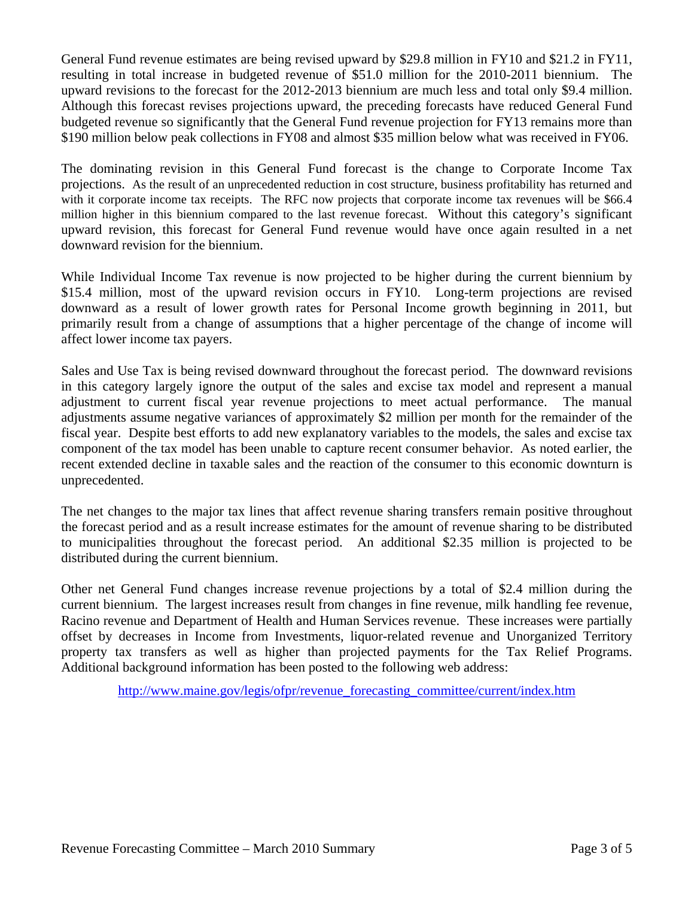General Fund revenue estimates are being revised upward by $29.8 million in FY10 and $21.2 in FY11, resulting in total increase in budgeted revenue of $51.0 million for the 2010-2011 biennium. The upward revisions to the forecast for the 2012-2013 biennium are much less and total only $9.4 million. Although this forecast revises projections upward, the preceding forecasts have reduced General Fund budgeted revenue so significantly that the General Fund revenue projection for FY13 remains more than $190 million below peak collections in FY08 and almost $35 million below what was received in FY06.

The dominating revision in this General Fund forecast is the change to Corporate Income Tax projections. As the result of an unprecedented reduction in cost structure, business profitability has returned and with it corporate income tax receipts. The RFC now projects that corporate income tax revenues will be $66.4 million higher in this biennium compared to the last revenue forecast. Without this category's significant upward revision, this forecast for General Fund revenue would have once again resulted in a net downward revision for the biennium.

While Individual Income Tax revenue is now projected to be higher during the current biennium by $15.4 million, most of the upward revision occurs in FY10. Long-term projections are revised downward as a result of lower growth rates for Personal Income growth beginning in 2011, but primarily result from a change of assumptions that a higher percentage of the change of income will affect lower income tax payers.

Sales and Use Tax is being revised downward throughout the forecast period. The downward revisions in this category largely ignore the output of the sales and excise tax model and represent a manual adjustment to current fiscal year revenue projections to meet actual performance. The manual adjustments assume negative variances of approximately $2 million per month for the remainder of the fiscal year. Despite best efforts to add new explanatory variables to the models, the sales and excise tax component of the tax model has been unable to capture recent consumer behavior. As noted earlier, the recent extended decline in taxable sales and the reaction of the consumer to this economic downturn is unprecedented.

The net changes to the major tax lines that affect revenue sharing transfers remain positive throughout the forecast period and as a result increase estimates for the amount of revenue sharing to be distributed to municipalities throughout the forecast period. An additional $2.35 million is projected to be distributed during the current biennium.

Other net General Fund changes increase revenue projections by a total of $2.4 million during the current biennium. The largest increases result from changes in fine revenue, milk handling fee revenue, Racino revenue and Department of Health and Human Services revenue. These increases were partially offset by decreases in Income from Investments, liquor-related revenue and Unorganized Territory property tax transfers as well as higher than projected payments for the Tax Relief Programs. Additional background information has been posted to the following web address:

http://www.maine.gov/legis/ofpr/revenue_forecasting_committee/current/index.htm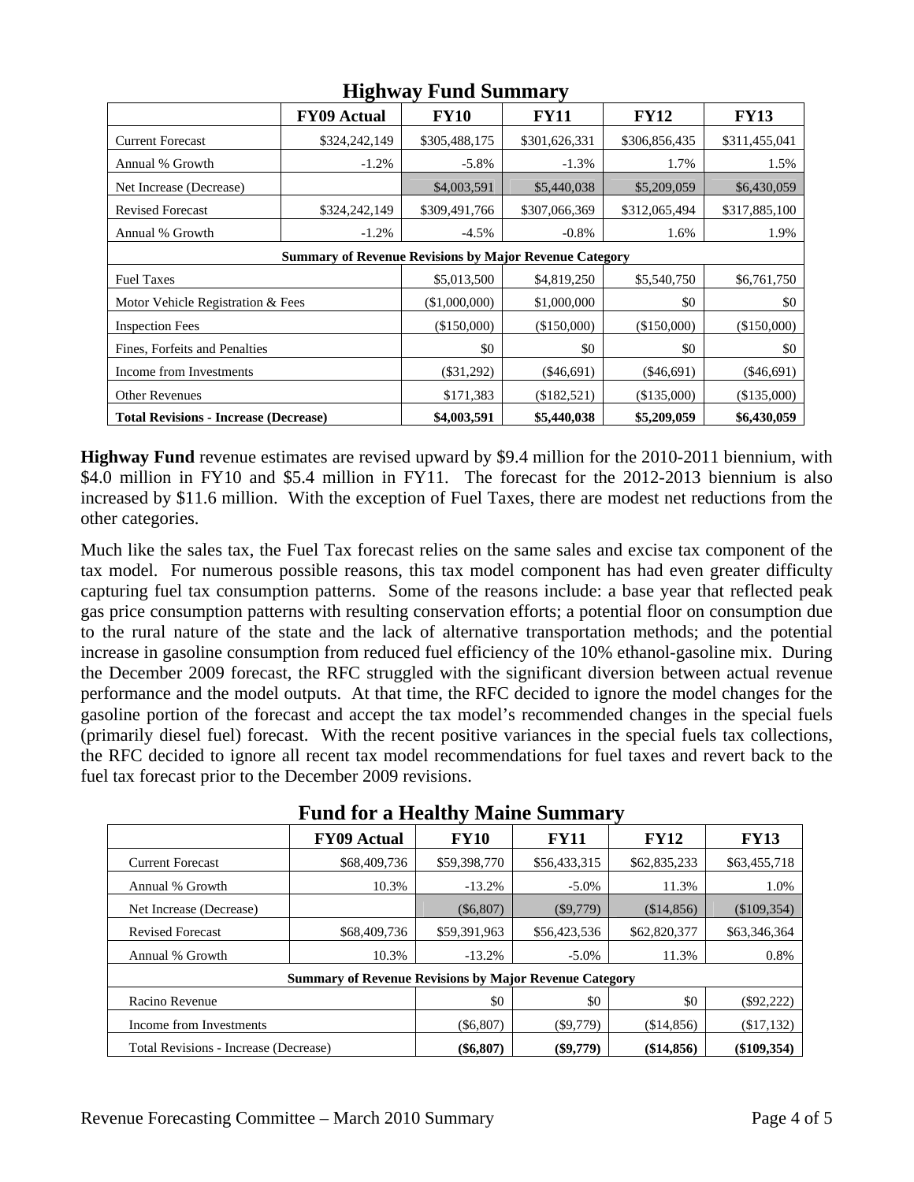## Highway Fund Summary

| | FY09 Actual | FY10 | FY11 | FY12 | FY13 |
|---|---|---|---|---|---|
| Current Forecast | $324,242,149 | $305,488,175 | $301,626,331 | $306,856,435 | $311,455,041 |
| Annual % Growth | -1.2% | -5.8% | -1.3% | 1.7% | 1.5% |
| Net Increase (Decrease) | | $4,003,591 | $5,440,038 | $5,209,059 | $6,430,059 |
| Revised Forecast | $324,242,149 | $309,491,766 | $307,066,369 | $312,065,494 | $317,885,100 |
| Annual % Growth | -1.2% | -4.5% | -0.8% | 1.6% | 1.9% |
| **Summary of Revenue Revisions by Major Revenue Category** | | | | | |
| Fuel Taxes | | $5,013,500 | $4,819,250 | $5,540,750 | $6,761,750 |
| Motor Vehicle Registration & Fees | | ($1,000,000) | $1,000,000 | $0 | $0 |
| Inspection Fees | | ($150,000) | ($150,000) | ($150,000) | ($150,000) |
| Fines, Forfeits and Penalties | | $0 | $0 | $0 | $0 |
| Income from Investments | | ($31,292) | ($46,691) | ($46,691) | ($46,691) |
| Other Revenues | | $171,383 | ($182,521) | ($135,000) | ($135,000) |
| **Total Revisions - Increase (Decrease)** | | **$4,003,591** | **$5,440,038** | **$5,209,059** | **$6,430,059** |

**Highway Fund** revenue estimates are revised upward by $9.4 million for the 2010-2011 biennium, with $4.0 million in FY10 and $5.4 million in FY11. The forecast for the 2012-2013 biennium is also increased by $11.6 million. With the exception of Fuel Taxes, there are modest net reductions from the other categories.

Much like the sales tax, the Fuel Tax forecast relies on the same sales and excise tax component of the tax model. For numerous possible reasons, this tax model component has had even greater difficulty capturing fuel tax consumption patterns. Some of the reasons include: a base year that reflected peak gas price consumption patterns with resulting conservation efforts; a potential floor on consumption due to the rural nature of the state and the lack of alternative transportation methods; and the potential increase in gasoline consumption from reduced fuel efficiency of the 10% ethanol-gasoline mix. During the December 2009 forecast, the RFC struggled with the significant diversion between actual revenue performance and the model outputs. At that time, the RFC decided to ignore the model changes for the gasoline portion of the forecast and accept the tax model's recommended changes in the special fuels (primarily diesel fuel) forecast. With the recent positive variances in the special fuels tax collections, the RFC decided to ignore all recent tax model recommendations for fuel taxes and revert back to the fuel tax forecast prior to the December 2009 revisions.

## Fund for a Healthy Maine Summary

| | FY09 Actual | FY10 | FY11 | FY12 | FY13 |
|---|---|---|---|---|---|
| Current Forecast | $68,409,736 | $59,398,770 | $56,433,315 | $62,835,233 | $63,455,718 |
| Annual % Growth | 10.3% | -13.2% | -5.0% | 11.3% | 1.0% |
| Net Increase (Decrease) | | ($6,807) | ($9,779) | ($14,856) | ($109,354) |
| Revised Forecast | $68,409,736 | $59,391,963 | $56,423,536 | $62,820,377 | $63,346,364 |
| Annual % Growth | 10.3% | -13.2% | -5.0% | 11.3% | 0.8% |
| **Summary of Revenue Revisions by Major Revenue Category** | | | | | |
| Racino Revenue | | $0 | $0 | $0 | ($92,222) |
| Income from Investments | | ($6,807) | ($9,779) | ($14,856) | ($17,132) |
| Total Revisions - Increase (Decrease) | | **($6,807)** | **($9,779)** | **($14,856)** | **($109,354)** |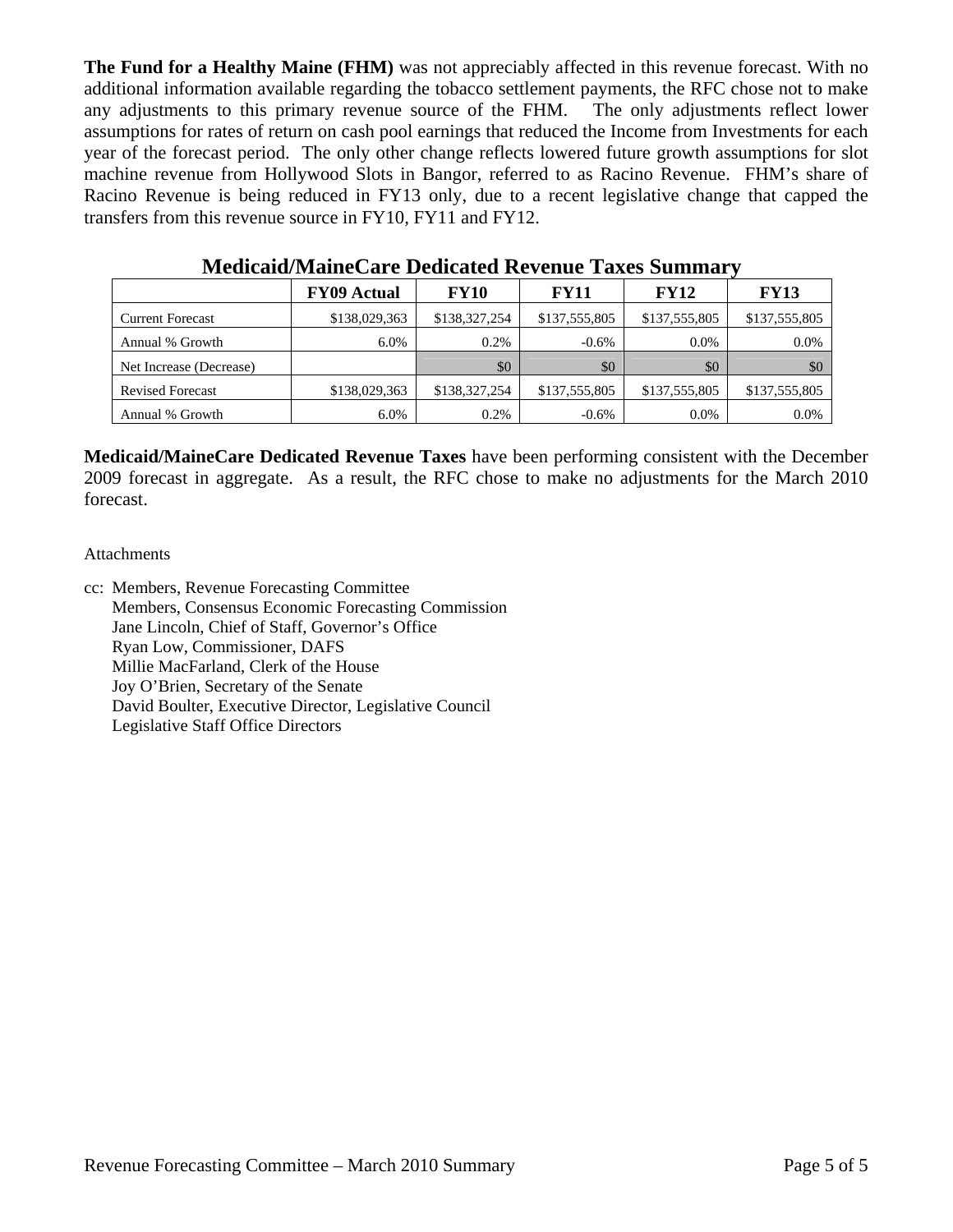**The Fund for a Healthy Maine (FHM)** was not appreciably affected in this revenue forecast. With no additional information available regarding the tobacco settlement payments, the RFC chose not to make any adjustments to this primary revenue source of the FHM. The only adjustments reflect lower assumptions for rates of return on cash pool earnings that reduced the Income from Investments for each year of the forecast period. The only other change reflects lowered future growth assumptions for slot machine revenue from Hollywood Slots in Bangor, referred to as Racino Revenue. FHM's share of Racino Revenue is being reduced in FY13 only, due to a recent legislative change that capped the transfers from this revenue source in FY10, FY11 and FY12.

## Medicaid/MaineCare Dedicated Revenue Taxes Summary

| | FY09 Actual | FY10 | FY11 | FY12 | FY13 |
|---|---|---|---|---|---|
| Current Forecast | $138,029,363 | $138,327,254 | $137,555,805 | $137,555,805 | $137,555,805 |
| Annual % Growth | 6.0% | 0.2% | -0.6% | 0.0% | 0.0% |
| Net Increase (Decrease) | | $0 | $0 | $0 | $0 |
| Revised Forecast | $138,029,363 | $138,327,254 | $137,555,805 | $137,555,805 | $137,555,805 |
| Annual % Growth | 6.0% | 0.2% | -0.6% | 0.0% | 0.0% |

**Medicaid/MaineCare Dedicated Revenue Taxes** have been performing consistent with the December 2009 forecast in aggregate. As a result, the RFC chose to make no adjustments for the March 2010 forecast.

Attachments

cc: Members, Revenue Forecasting Committee
Members, Consensus Economic Forecasting Commission
Jane Lincoln, Chief of Staff, Governor's Office
Ryan Low, Commissioner, DAFS
Millie MacFarland, Clerk of the House
Joy O'Brien, Secretary of the Senate
David Boulter, Executive Director, Legislative Council
Legislative Staff Office Directors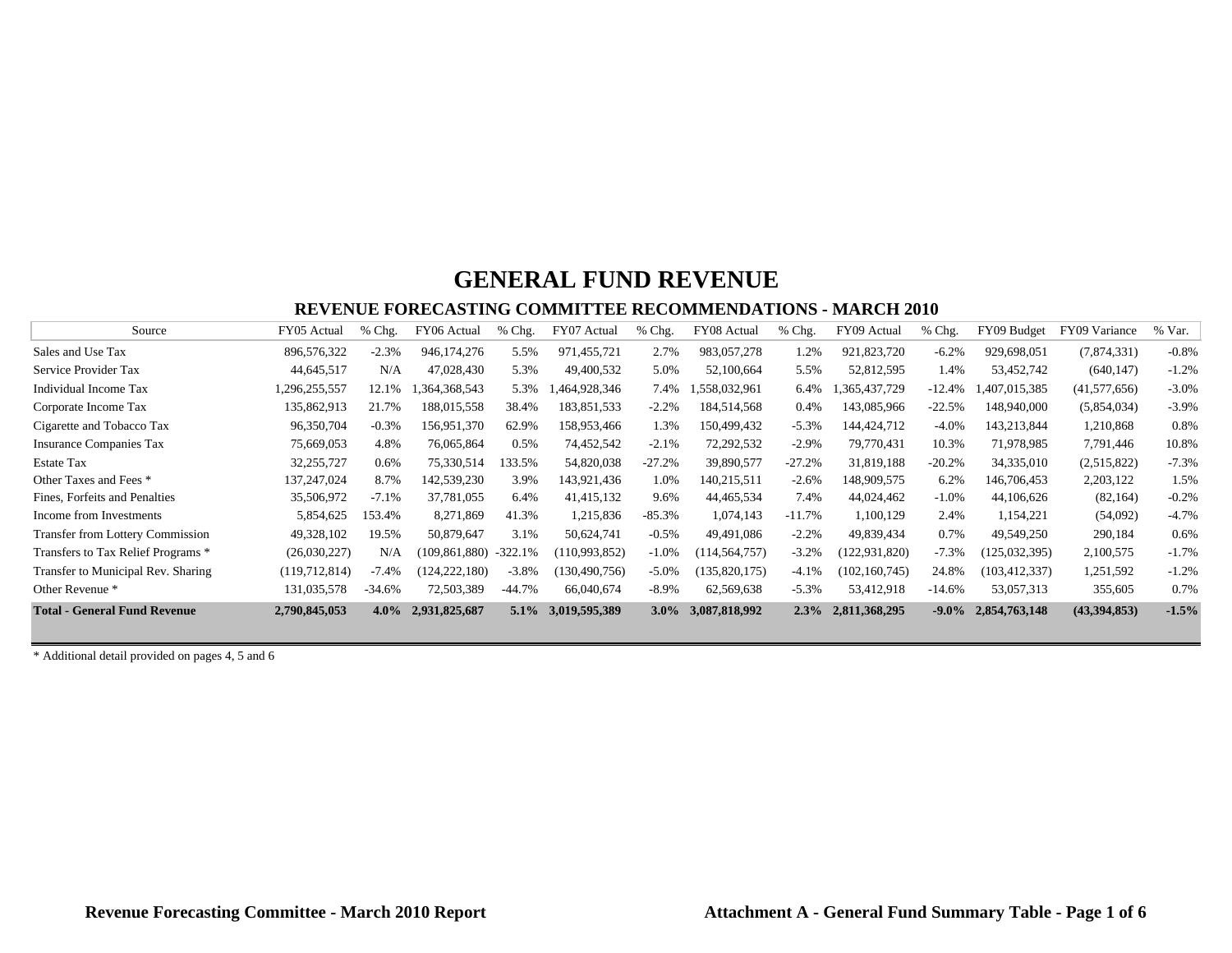# GENERAL FUND REVENUE

## REVENUE FORECASTING COMMITTEE RECOMMENDATIONS - MARCH 2010

| Source | FY05 Actual | % Chg. | FY06 Actual | % Chg. | FY07 Actual | % Chg. | FY08 Actual | % Chg. | FY09 Actual | % Chg. | FY09 Budget | FY09 Variance | % Var. |
|---|---|---|---|---|---|---|---|---|---|---|---|---|---|
| Sales and Use Tax | 896,576,322 | -2.3% | 946,174,276 | 5.5% | 971,455,721 | 2.7% | 983,057,278 | 1.2% | 921,823,720 | -6.2% | 929,698,051 | (7,874,331) | -0.8% |
| Service Provider Tax | 44,645,517 | N/A | 47,028,430 | 5.3% | 49,400,532 | 5.0% | 52,100,664 | 5.5% | 52,812,595 | 1.4% | 53,452,742 | (640,147) | -1.2% |
| Individual Income Tax | 1,296,255,557 | 12.1% | 1,364,368,543 | 5.3% | 1,464,928,346 | 7.4% | 1,558,032,961 | 6.4% | 1,365,437,729 | -12.4% | 1,407,015,385 | (41,577,656) | -3.0% |
| Corporate Income Tax | 135,862,913 | 21.7% | 188,015,558 | 38.4% | 183,851,533 | -2.2% | 184,514,568 | 0.4% | 143,085,966 | -22.5% | 148,940,000 | (5,854,034) | -3.9% |
| Cigarette and Tobacco Tax | 96,350,704 | -0.3% | 156,951,370 | 62.9% | 158,953,466 | 1.3% | 150,499,432 | -5.3% | 144,424,712 | -4.0% | 143,213,844 | 1,210,868 | 0.8% |
| Insurance Companies Tax | 75,669,053 | 4.8% | 76,065,864 | 0.5% | 74,452,542 | -2.1% | 72,292,532 | -2.9% | 79,770,431 | 10.3% | 71,978,985 | 7,791,446 | 10.8% |
| Estate Tax | 32,255,727 | 0.6% | 75,330,514 | 133.5% | 54,820,038 | -27.2% | 39,890,577 | -27.2% | 31,819,188 | -20.2% | 34,335,010 | (2,515,822) | -7.3% |
| Other Taxes and Fees * | 137,247,024 | 8.7% | 142,539,230 | 3.9% | 143,921,436 | 1.0% | 140,215,511 | -2.6% | 148,909,575 | 6.2% | 146,706,453 | 2,203,122 | 1.5% |
| Fines, Forfeits and Penalties | 35,506,972 | -7.1% | 37,781,055 | 6.4% | 41,415,132 | 9.6% | 44,465,534 | 7.4% | 44,024,462 | -1.0% | 44,106,626 | (82,164) | -0.2% |
| Income from Investments | 5,854,625 | 153.4% | 8,271,869 | 41.3% | 1,215,836 | -85.3% | 1,074,143 | -11.7% | 1,100,129 | 2.4% | 1,154,221 | (54,092) | -4.7% |
| Transfer from Lottery Commission | 49,328,102 | 19.5% | 50,879,647 | 3.1% | 50,624,741 | -0.5% | 49,491,086 | -2.2% | 49,839,434 | 0.7% | 49,549,250 | 290,184 | 0.6% |
| Transfers to Tax Relief Programs * | (26,030,227) | N/A | (109,861,880) | -322.1% | (110,993,852) | -1.0% | (114,564,757) | -3.2% | (122,931,820) | -7.3% | (125,032,395) | 2,100,575 | -1.7% |
| Transfer to Municipal Rev. Sharing | (119,712,814) | -7.4% | (124,222,180) | -3.8% | (130,490,756) | -5.0% | (135,820,175) | -4.1% | (102,160,745) | 24.8% | (103,412,337) | 1,251,592 | -1.2% |
| Other Revenue * | 131,035,578 | -34.6% | 72,503,389 | -44.7% | 66,040,674 | -8.9% | 62,569,638 | -5.3% | 53,412,918 | -14.6% | 53,057,313 | 355,605 | 0.7% |
| **Total - General Fund Revenue** | **2,790,845,053** | **4.0%** | **2,931,825,687** | **5.1%** | **3,019,595,389** | **3.0%** | **3,087,818,992** | **2.3%** | **2,811,368,295** | **-9.0%** | **2,854,763,148** | **(43,394,853)** | **-1.5%** |

* Additional detail provided on pages 4, 5 and 6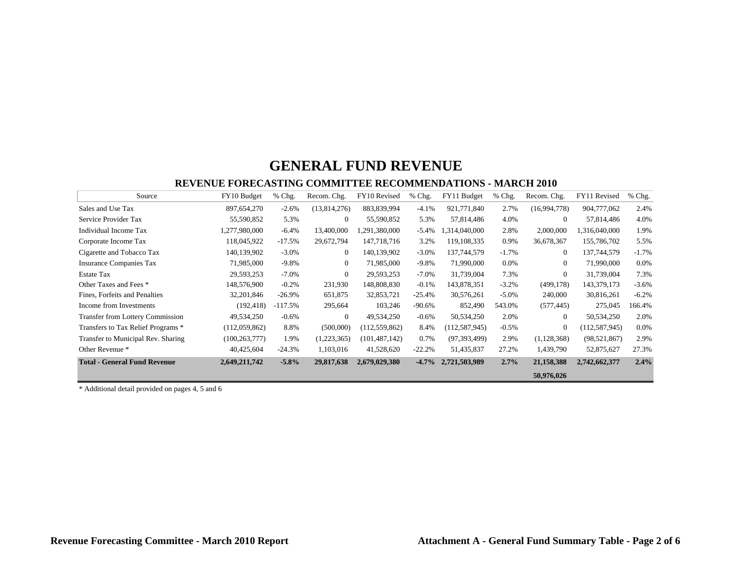# GENERAL FUND REVENUE

## REVENUE FORECASTING COMMITTEE RECOMMENDATIONS - MARCH 2010

| Source | FY10 Budget | % Chg. | Recom. Chg. | FY10 Revised | % Chg. | FY11 Budget | % Chg. | Recom. Chg. | FY11 Revised | % Chg. |
|---|---|---|---|---|---|---|---|---|---|---|
| Sales and Use Tax | 897,654,270 | -2.6% | (13,814,276) | 883,839,994 | -4.1% | 921,771,840 | 2.7% | (16,994,778) | 904,777,062 | 2.4% |
| Service Provider Tax | 55,590,852 | 5.3% | 0 | 55,590,852 | 5.3% | 57,814,486 | 4.0% | 0 | 57,814,486 | 4.0% |
| Individual Income Tax | 1,277,980,000 | -6.4% | 13,400,000 | 1,291,380,000 | -5.4% | 1,314,040,000 | 2.8% | 2,000,000 | 1,316,040,000 | 1.9% |
| Corporate Income Tax | 118,045,922 | -17.5% | 29,672,794 | 147,718,716 | 3.2% | 119,108,335 | 0.9% | 36,678,367 | 155,786,702 | 5.5% |
| Cigarette and Tobacco Tax | 140,139,902 | -3.0% | 0 | 140,139,902 | -3.0% | 137,744,579 | -1.7% | 0 | 137,744,579 | -1.7% |
| Insurance Companies Tax | 71,985,000 | -9.8% | 0 | 71,985,000 | -9.8% | 71,990,000 | 0.0% | 0 | 71,990,000 | 0.0% |
| Estate Tax | 29,593,253 | -7.0% | 0 | 29,593,253 | -7.0% | 31,739,004 | 7.3% | 0 | 31,739,004 | 7.3% |
| Other Taxes and Fees * | 148,576,900 | -0.2% | 231,930 | 148,808,830 | -0.1% | 143,878,351 | -3.2% | (499,178) | 143,379,173 | -3.6% |
| Fines, Forfeits and Penalties | 32,201,846 | -26.9% | 651,875 | 32,853,721 | -25.4% | 30,576,261 | -5.0% | 240,000 | 30,816,261 | -6.2% |
| Income from Investments | (192,418) | -117.5% | 295,664 | 103,246 | -90.6% | 852,490 | 543.0% | (577,445) | 275,045 | 166.4% |
| Transfer from Lottery Commission | 49,534,250 | -0.6% | 0 | 49,534,250 | -0.6% | 50,534,250 | 2.0% | 0 | 50,534,250 | 2.0% |
| Transfers to Tax Relief Programs * | (112,059,862) | 8.8% | (500,000) | (112,559,862) | 8.4% | (112,587,945) | -0.5% | 0 | (112,587,945) | 0.0% |
| Transfer to Municipal Rev. Sharing | (100,263,777) | 1.9% | (1,223,365) | (101,487,142) | 0.7% | (97,393,499) | 2.9% | (1,128,368) | (98,521,867) | 2.9% |
| Other Revenue * | 40,425,604 | -24.3% | 1,103,016 | 41,528,620 | -22.2% | 51,435,837 | 27.2% | 1,439,790 | 52,875,627 | 27.3% |
| **Total - General Fund Revenue** | **2,649,211,742** | **-5.8%** | **29,817,638** | **2,679,029,380** | **-4.7%** | **2,721,503,989** | **2.7%** | **21,158,388** | **2,742,662,377** | **2.4%** |
| | | | | | | | | **50,976,026** | | |

\* Additional detail provided on pages 4, 5 and 6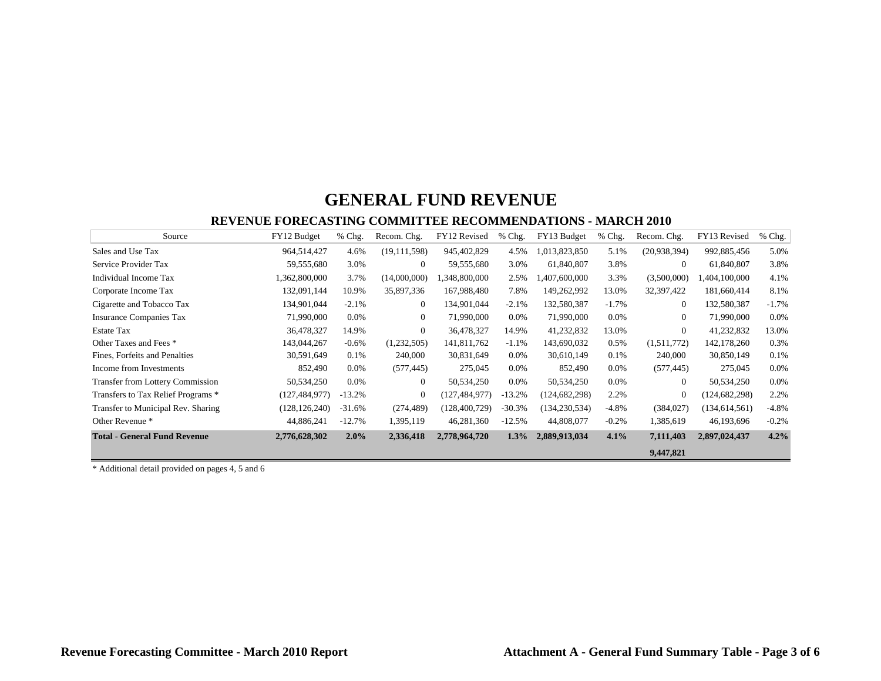# GENERAL FUND REVENUE

## REVENUE FORECASTING COMMITTEE RECOMMENDATIONS - MARCH 2010

| Source | FY12 Budget | % Chg. | Recom. Chg. | FY12 Revised | % Chg. | FY13 Budget | % Chg. | Recom. Chg. | FY13 Revised | % Chg. |
|---|---|---|---|---|---|---|---|---|---|---|
| Sales and Use Tax | 964,514,427 | 4.6% | (19,111,598) | 945,402,829 | 4.5% | 1,013,823,850 | 5.1% | (20,938,394) | 992,885,456 | 5.0% |
| Service Provider Tax | 59,555,680 | 3.0% | 0 | 59,555,680 | 3.0% | 61,840,807 | 3.8% | 0 | 61,840,807 | 3.8% |
| Individual Income Tax | 1,362,800,000 | 3.7% | (14,000,000) | 1,348,800,000 | 2.5% | 1,407,600,000 | 3.3% | (3,500,000) | 1,404,100,000 | 4.1% |
| Corporate Income Tax | 132,091,144 | 10.9% | 35,897,336 | 167,988,480 | 7.8% | 149,262,992 | 13.0% | 32,397,422 | 181,660,414 | 8.1% |
| Cigarette and Tobacco Tax | 134,901,044 | -2.1% | 0 | 134,901,044 | -2.1% | 132,580,387 | -1.7% | 0 | 132,580,387 | -1.7% |
| Insurance Companies Tax | 71,990,000 | 0.0% | 0 | 71,990,000 | 0.0% | 71,990,000 | 0.0% | 0 | 71,990,000 | 0.0% |
| Estate Tax | 36,478,327 | 14.9% | 0 | 36,478,327 | 14.9% | 41,232,832 | 13.0% | 0 | 41,232,832 | 13.0% |
| Other Taxes and Fees * | 143,044,267 | -0.6% | (1,232,505) | 141,811,762 | -1.1% | 143,690,032 | 0.5% | (1,511,772) | 142,178,260 | 0.3% |
| Fines, Forfeits and Penalties | 30,591,649 | 0.1% | 240,000 | 30,831,649 | 0.0% | 30,610,149 | 0.1% | 240,000 | 30,850,149 | 0.1% |
| Income from Investments | 852,490 | 0.0% | (577,445) | 275,045 | 0.0% | 852,490 | 0.0% | (577,445) | 275,045 | 0.0% |
| Transfer from Lottery Commission | 50,534,250 | 0.0% | 0 | 50,534,250 | 0.0% | 50,534,250 | 0.0% | 0 | 50,534,250 | 0.0% |
| Transfers to Tax Relief Programs * | (127,484,977) | -13.2% | 0 | (127,484,977) | -13.2% | (124,682,298) | 2.2% | 0 | (124,682,298) | 2.2% |
| Transfer to Municipal Rev. Sharing | (128,126,240) | -31.6% | (274,489) | (128,400,729) | -30.3% | (134,230,534) | -4.8% | (384,027) | (134,614,561) | -4.8% |
| Other Revenue * | 44,886,241 | -12.7% | 1,395,119 | 46,281,360 | -12.5% | 44,808,077 | -0.2% | 1,385,619 | 46,193,696 | -0.2% |
| **Total - General Fund Revenue** | **2,776,628,302** | **2.0%** | **2,336,418** | **2,778,964,720** | **1.3%** | **2,889,913,034** | **4.1%** | **7,111,403** | **2,897,024,437** | **4.2%** |
| | | | | | | | | **9,447,821** | | |

\* Additional detail provided on pages 4, 5 and 6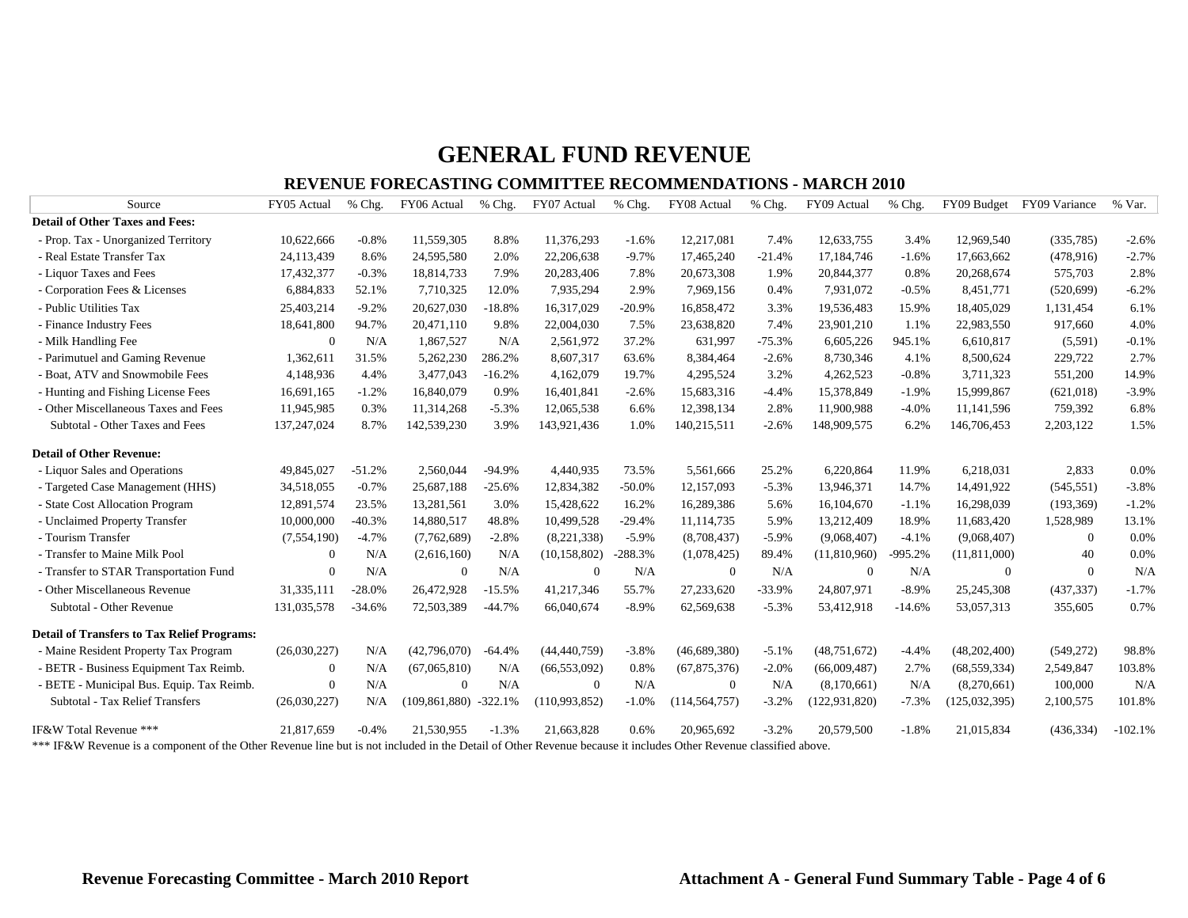# GENERAL FUND REVENUE

## REVENUE FORECASTING COMMITTEE RECOMMENDATIONS - MARCH 2010

| Source | FY05 Actual | % Chg. | FY06 Actual | % Chg. | FY07 Actual | % Chg. | FY08 Actual | % Chg. | FY09 Actual | % Chg. | FY09 Budget | FY09 Variance | % Var. |
|---|---|---|---|---|---|---|---|---|---|---|---|---|---|
| **Detail of Other Taxes and Fees:** | | | | | | | | | | | | | |
| - Prop. Tax - Unorganized Territory | 10,622,666 | -0.8% | 11,559,305 | 8.8% | 11,376,293 | -1.6% | 12,217,081 | 7.4% | 12,633,755 | 3.4% | 12,969,540 | (335,785) | -2.6% |
| - Real Estate Transfer Tax | 24,113,439 | 8.6% | 24,595,580 | 2.0% | 22,206,638 | -9.7% | 17,465,240 | -21.4% | 17,184,746 | -1.6% | 17,663,662 | (478,916) | -2.7% |
| - Liquor Taxes and Fees | 17,432,377 | -0.3% | 18,814,733 | 7.9% | 20,283,406 | 7.8% | 20,673,308 | 1.9% | 20,844,377 | 0.8% | 20,268,674 | 575,703 | 2.8% |
| - Corporation Fees & Licenses | 6,884,833 | 52.1% | 7,710,325 | 12.0% | 7,935,294 | 2.9% | 7,969,156 | 0.4% | 7,931,072 | -0.5% | 8,451,771 | (520,699) | -6.2% |
| - Public Utilities Tax | 25,403,214 | -9.2% | 20,627,030 | -18.8% | 16,317,029 | -20.9% | 16,858,472 | 3.3% | 19,536,483 | 15.9% | 18,405,029 | 1,131,454 | 6.1% |
| - Finance Industry Fees | 18,641,800 | 94.7% | 20,471,110 | 9.8% | 22,004,030 | 7.5% | 23,638,820 | 7.4% | 23,901,210 | 1.1% | 22,983,550 | 917,660 | 4.0% |
| - Milk Handling Fee | 0 | N/A | 1,867,527 | N/A | 2,561,972 | 37.2% | 631,997 | -75.3% | 6,605,226 | 945.1% | 6,610,817 | (5,591) | -0.1% |
| - Parimutuel and Gaming Revenue | 1,362,611 | 31.5% | 5,262,230 | 286.2% | 8,607,317 | 63.6% | 8,384,464 | -2.6% | 8,730,346 | 4.1% | 8,500,624 | 229,722 | 2.7% |
| - Boat, ATV and Snowmobile Fees | 4,148,936 | 4.4% | 3,477,043 | -16.2% | 4,162,079 | 19.7% | 4,295,524 | 3.2% | 4,262,523 | -0.8% | 3,711,323 | 551,200 | 14.9% |
| - Hunting and Fishing License Fees | 16,691,165 | -1.2% | 16,840,079 | 0.9% | 16,401,841 | -2.6% | 15,683,316 | -4.4% | 15,378,849 | -1.9% | 15,999,867 | (621,018) | -3.9% |
| - Other Miscellaneous Taxes and Fees | 11,945,985 | 0.3% | 11,314,268 | -5.3% | 12,065,538 | 6.6% | 12,398,134 | 2.8% | 11,900,988 | -4.0% | 11,141,596 | 759,392 | 6.8% |
| Subtotal - Other Taxes and Fees | 137,247,024 | 8.7% | 142,539,230 | 3.9% | 143,921,436 | 1.0% | 140,215,511 | -2.6% | 148,909,575 | 6.2% | 146,706,453 | 2,203,122 | 1.5% |
| **Detail of Other Revenue:** | | | | | | | | | | | | | |
| - Liquor Sales and Operations | 49,845,027 | -51.2% | 2,560,044 | -94.9% | 4,440,935 | 73.5% | 5,561,666 | 25.2% | 6,220,864 | 11.9% | 6,218,031 | 2,833 | 0.0% |
| - Targeted Case Management (HHS) | 34,518,055 | -0.7% | 25,687,188 | -25.6% | 12,834,382 | -50.0% | 12,157,093 | -5.3% | 13,946,371 | 14.7% | 14,491,922 | (545,551) | -3.8% |
| - State Cost Allocation Program | 12,891,574 | 23.5% | 13,281,561 | 3.0% | 15,428,622 | 16.2% | 16,289,386 | 5.6% | 16,104,670 | -1.1% | 16,298,039 | (193,369) | -1.2% |
| - Unclaimed Property Transfer | 10,000,000 | -40.3% | 14,880,517 | 48.8% | 10,499,528 | -29.4% | 11,114,735 | 5.9% | 13,212,409 | 18.9% | 11,683,420 | 1,528,989 | 13.1% |
| - Tourism Transfer | (7,554,190) | -4.7% | (7,762,689) | -2.8% | (8,221,338) | -5.9% | (8,708,437) | -5.9% | (9,068,407) | -4.1% | (9,068,407) | 0 | 0.0% |
| - Transfer to Maine Milk Pool | 0 | N/A | (2,616,160) | N/A | (10,158,802) | -288.3% | (1,078,425) | 89.4% | (11,810,960) | -995.2% | (11,811,000) | 40 | 0.0% |
| - Transfer to STAR Transportation Fund | 0 | N/A | 0 | N/A | 0 | N/A | 0 | N/A | 0 | N/A | 0 | 0 | N/A |
| - Other Miscellaneous Revenue | 31,335,111 | -28.0% | 26,472,928 | -15.5% | 41,217,346 | 55.7% | 27,233,620 | -33.9% | 24,807,971 | -8.9% | 25,245,308 | (437,337) | -1.7% |
| Subtotal - Other Revenue | 131,035,578 | -34.6% | 72,503,389 | -44.7% | 66,040,674 | -8.9% | 62,569,638 | -5.3% | 53,412,918 | -14.6% | 53,057,313 | 355,605 | 0.7% |
| **Detail of Transfers to Tax Relief Programs:** | | | | | | | | | | | | | |
| - Maine Resident Property Tax Program | (26,030,227) | N/A | (42,796,070) | -64.4% | (44,440,759) | -3.8% | (46,689,380) | -5.1% | (48,751,672) | -4.4% | (48,202,400) | (549,272) | 98.8% |
| - BETR - Business Equipment Tax Reimb. | 0 | N/A | (67,065,810) | N/A | (66,553,092) | 0.8% | (67,875,376) | -2.0% | (66,009,487) | 2.7% | (68,559,334) | 2,549,847 | 103.8% |
| - BETE - Municipal Bus. Equip. Tax Reimb. | 0 | N/A | 0 | N/A | 0 | N/A | 0 | N/A | (8,170,661) | N/A | (8,270,661) | 100,000 | N/A |
| Subtotal - Tax Relief Transfers | (26,030,227) | N/A | (109,861,880) | -322.1% | (110,993,852) | -1.0% | (114,564,757) | -3.2% | (122,931,820) | -7.3% | (125,032,395) | 2,100,575 | 101.8% |
| IF&W Total Revenue *** | 21,817,659 | -0.4% | 21,530,955 | -1.3% | 21,663,828 | 0.6% | 20,965,692 | -3.2% | 20,579,500 | -1.8% | 21,015,834 | (436,334) | -102.1% |

*** IF&W Revenue is a component of the Other Revenue line but is not included in the Detail of Other Revenue because it includes Other Revenue classified above.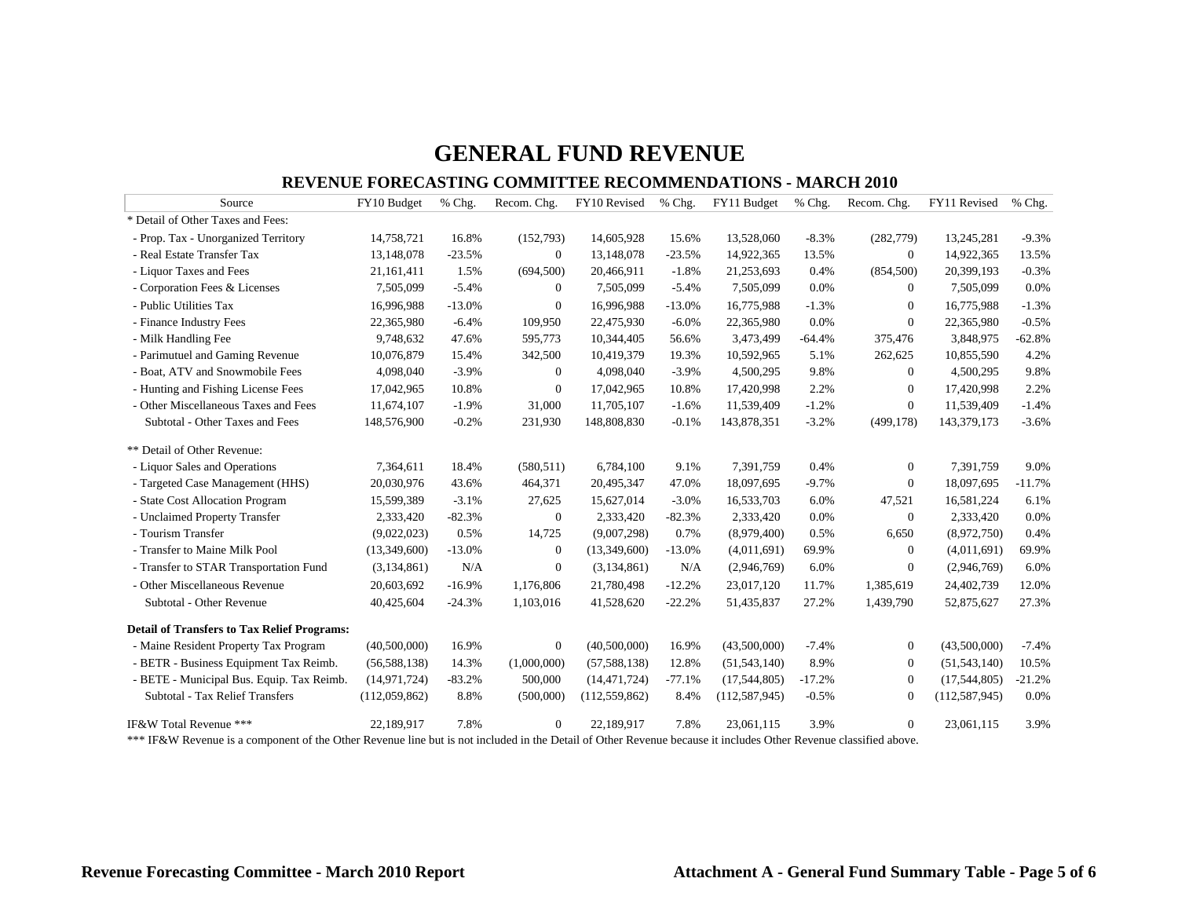# GENERAL FUND REVENUE

## REVENUE FORECASTING COMMITTEE RECOMMENDATIONS - MARCH 2010

| Source | FY10 Budget | % Chg. | Recom. Chg. | FY10 Revised | % Chg. | FY11 Budget | % Chg. | Recom. Chg. | FY11 Revised | % Chg. |
|---|---|---|---|---|---|---|---|---|---|---|
| * Detail of Other Taxes and Fees: | | | | | | | | | | |
| - Prop. Tax - Unorganized Territory | 14,758,721 | 16.8% | (152,793) | 14,605,928 | 15.6% | 13,528,060 | -8.3% | (282,779) | 13,245,281 | -9.3% |
| - Real Estate Transfer Tax | 13,148,078 | -23.5% | 0 | 13,148,078 | -23.5% | 14,922,365 | 13.5% | 0 | 14,922,365 | 13.5% |
| - Liquor Taxes and Fees | 21,161,411 | 1.5% | (694,500) | 20,466,911 | -1.8% | 21,253,693 | 0.4% | (854,500) | 20,399,193 | -0.3% |
| - Corporation Fees & Licenses | 7,505,099 | -5.4% | 0 | 7,505,099 | -5.4% | 7,505,099 | 0.0% | 0 | 7,505,099 | 0.0% |
| - Public Utilities Tax | 16,996,988 | -13.0% | 0 | 16,996,988 | -13.0% | 16,775,988 | -1.3% | 0 | 16,775,988 | -1.3% |
| - Finance Industry Fees | 22,365,980 | -6.4% | 109,950 | 22,475,930 | -6.0% | 22,365,980 | 0.0% | 0 | 22,365,980 | -0.5% |
| - Milk Handling Fee | 9,748,632 | 47.6% | 595,773 | 10,344,405 | 56.6% | 3,473,499 | -64.4% | 375,476 | 3,848,975 | -62.8% |
| - Parimutuel and Gaming Revenue | 10,076,879 | 15.4% | 342,500 | 10,419,379 | 19.3% | 10,592,965 | 5.1% | 262,625 | 10,855,590 | 4.2% |
| - Boat, ATV and Snowmobile Fees | 4,098,040 | -3.9% | 0 | 4,098,040 | -3.9% | 4,500,295 | 9.8% | 0 | 4,500,295 | 9.8% |
| - Hunting and Fishing License Fees | 17,042,965 | 10.8% | 0 | 17,042,965 | 10.8% | 17,420,998 | 2.2% | 0 | 17,420,998 | 2.2% |
| - Other Miscellaneous Taxes and Fees | 11,674,107 | -1.9% | 31,000 | 11,705,107 | -1.6% | 11,539,409 | -1.2% | 0 | 11,539,409 | -1.4% |
| Subtotal - Other Taxes and Fees | 148,576,900 | -0.2% | 231,930 | 148,808,830 | -0.1% | 143,878,351 | -3.2% | (499,178) | 143,379,173 | -3.6% |
| ** Detail of Other Revenue: | | | | | | | | | | |
| - Liquor Sales and Operations | 7,364,611 | 18.4% | (580,511) | 6,784,100 | 9.1% | 7,391,759 | 0.4% | 0 | 7,391,759 | 9.0% |
| - Targeted Case Management (HHS) | 20,030,976 | 43.6% | 464,371 | 20,495,347 | 47.0% | 18,097,695 | -9.7% | 0 | 18,097,695 | -11.7% |
| - State Cost Allocation Program | 15,599,389 | -3.1% | 27,625 | 15,627,014 | -3.0% | 16,533,703 | 6.0% | 47,521 | 16,581,224 | 6.1% |
| - Unclaimed Property Transfer | 2,333,420 | -82.3% | 0 | 2,333,420 | -82.3% | 2,333,420 | 0.0% | 0 | 2,333,420 | 0.0% |
| - Tourism Transfer | (9,022,023) | 0.5% | 14,725 | (9,007,298) | 0.7% | (8,979,400) | 0.5% | 6,650 | (8,972,750) | 0.4% |
| - Transfer to Maine Milk Pool | (13,349,600) | -13.0% | 0 | (13,349,600) | -13.0% | (4,011,691) | 69.9% | 0 | (4,011,691) | 69.9% |
| - Transfer to STAR Transportation Fund | (3,134,861) | N/A | 0 | (3,134,861) | N/A | (2,946,769) | 6.0% | 0 | (2,946,769) | 6.0% |
| - Other Miscellaneous Revenue | 20,603,692 | -16.9% | 1,176,806 | 21,780,498 | -12.2% | 23,017,120 | 11.7% | 1,385,619 | 24,402,739 | 12.0% |
| Subtotal - Other Revenue | 40,425,604 | -24.3% | 1,103,016 | 41,528,620 | -22.2% | 51,435,837 | 27.2% | 1,439,790 | 52,875,627 | 27.3% |
| **Detail of Transfers to Tax Relief Programs:** | | | | | | | | | | |
| - Maine Resident Property Tax Program | (40,500,000) | 16.9% | 0 | (40,500,000) | 16.9% | (43,500,000) | -7.4% | 0 | (43,500,000) | -7.4% |
| - BETR - Business Equipment Tax Reimb. | (56,588,138) | 14.3% | (1,000,000) | (57,588,138) | 12.8% | (51,543,140) | 8.9% | 0 | (51,543,140) | 10.5% |
| - BETE - Municipal Bus. Equip. Tax Reimb. | (14,971,724) | -83.2% | 500,000 | (14,471,724) | -77.1% | (17,544,805) | -17.2% | 0 | (17,544,805) | -21.2% |
| Subtotal - Tax Relief Transfers | (112,059,862) | 8.8% | (500,000) | (112,559,862) | 8.4% | (112,587,945) | -0.5% | 0 | (112,587,945) | 0.0% |
| IF&W Total Revenue *** | 22,189,917 | 7.8% | 0 | 22,189,917 | 7.8% | 23,061,115 | 3.9% | 0 | 23,061,115 | 3.9% |

*** IF&W Revenue is a component of the Other Revenue line but is not included in the Detail of Other Revenue because it includes Other Revenue classified above.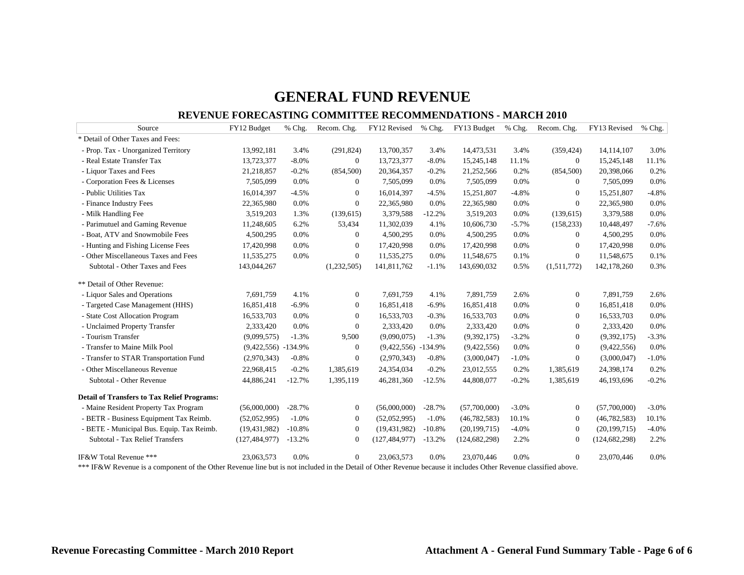# GENERAL FUND REVENUE

## REVENUE FORECASTING COMMITTEE RECOMMENDATIONS - MARCH 2010

| Source | FY12 Budget | % Chg. | Recom. Chg. | FY12 Revised | % Chg. | FY13 Budget | % Chg. | Recom. Chg. | FY13 Revised | % Chg. |
|---|---|---|---|---|---|---|---|---|---|---|
| * Detail of Other Taxes and Fees: | | | | | | | | | | |
| - Prop. Tax - Unorganized Territory | 13,992,181 | 3.4% | (291,824) | 13,700,357 | 3.4% | 14,473,531 | 3.4% | (359,424) | 14,114,107 | 3.0% |
| - Real Estate Transfer Tax | 13,723,377 | -8.0% | 0 | 13,723,377 | -8.0% | 15,245,148 | 11.1% | 0 | 15,245,148 | 11.1% |
| - Liquor Taxes and Fees | 21,218,857 | -0.2% | (854,500) | 20,364,357 | -0.2% | 21,252,566 | 0.2% | (854,500) | 20,398,066 | 0.2% |
| - Corporation Fees & Licenses | 7,505,099 | 0.0% | 0 | 7,505,099 | 0.0% | 7,505,099 | 0.0% | 0 | 7,505,099 | 0.0% |
| - Public Utilities Tax | 16,014,397 | -4.5% | 0 | 16,014,397 | -4.5% | 15,251,807 | -4.8% | 0 | 15,251,807 | -4.8% |
| - Finance Industry Fees | 22,365,980 | 0.0% | 0 | 22,365,980 | 0.0% | 22,365,980 | 0.0% | 0 | 22,365,980 | 0.0% |
| - Milk Handling Fee | 3,519,203 | 1.3% | (139,615) | 3,379,588 | -12.2% | 3,519,203 | 0.0% | (139,615) | 3,379,588 | 0.0% |
| - Parimutuel and Gaming Revenue | 11,248,605 | 6.2% | 53,434 | 11,302,039 | 4.1% | 10,606,730 | -5.7% | (158,233) | 10,448,497 | -7.6% |
| - Boat, ATV and Snowmobile Fees | 4,500,295 | 0.0% | 0 | 4,500,295 | 0.0% | 4,500,295 | 0.0% | 0 | 4,500,295 | 0.0% |
| - Hunting and Fishing License Fees | 17,420,998 | 0.0% | 0 | 17,420,998 | 0.0% | 17,420,998 | 0.0% | 0 | 17,420,998 | 0.0% |
| - Other Miscellaneous Taxes and Fees | 11,535,275 | 0.0% | 0 | 11,535,275 | 0.0% | 11,548,675 | 0.1% | 0 | 11,548,675 | 0.1% |
| Subtotal - Other Taxes and Fees | 143,044,267 | | (1,232,505) | 141,811,762 | -1.1% | 143,690,032 | 0.5% | (1,511,772) | 142,178,260 | 0.3% |
| ** Detail of Other Revenue: | | | | | | | | | | |
| - Liquor Sales and Operations | 7,691,759 | 4.1% | 0 | 7,691,759 | 4.1% | 7,891,759 | 2.6% | 0 | 7,891,759 | 2.6% |
| - Targeted Case Management (HHS) | 16,851,418 | -6.9% | 0 | 16,851,418 | -6.9% | 16,851,418 | 0.0% | 0 | 16,851,418 | 0.0% |
| - State Cost Allocation Program | 16,533,703 | 0.0% | 0 | 16,533,703 | -0.3% | 16,533,703 | 0.0% | 0 | 16,533,703 | 0.0% |
| - Unclaimed Property Transfer | 2,333,420 | 0.0% | 0 | 2,333,420 | 0.0% | 2,333,420 | 0.0% | 0 | 2,333,420 | 0.0% |
| - Tourism Transfer | (9,099,575) | -1.3% | 9,500 | (9,090,075) | -1.3% | (9,392,175) | -3.2% | 0 | (9,392,175) | -3.3% |
| - Transfer to Maine Milk Pool | (9,422,556) | -134.9% | 0 | (9,422,556) | -134.9% | (9,422,556) | 0.0% | 0 | (9,422,556) | 0.0% |
| - Transfer to STAR Transportation Fund | (2,970,343) | -0.8% | 0 | (2,970,343) | -0.8% | (3,000,047) | -1.0% | 0 | (3,000,047) | -1.0% |
| - Other Miscellaneous Revenue | 22,968,415 | -0.2% | 1,385,619 | 24,354,034 | -0.2% | 23,012,555 | 0.2% | 1,385,619 | 24,398,174 | 0.2% |
| Subtotal - Other Revenue | 44,886,241 | -12.7% | 1,395,119 | 46,281,360 | -12.5% | 44,808,077 | -0.2% | 1,385,619 | 46,193,696 | -0.2% |
| **Detail of Transfers to Tax Relief Programs:** | | | | | | | | | | |
| - Maine Resident Property Tax Program | (56,000,000) | -28.7% | 0 | (56,000,000) | -28.7% | (57,700,000) | -3.0% | 0 | (57,700,000) | -3.0% |
| - BETR - Business Equipment Tax Reimb. | (52,052,995) | -1.0% | 0 | (52,052,995) | -1.0% | (46,782,583) | 10.1% | 0 | (46,782,583) | 10.1% |
| - BETE - Municipal Bus. Equip. Tax Reimb. | (19,431,982) | -10.8% | 0 | (19,431,982) | -10.8% | (20,199,715) | -4.0% | 0 | (20,199,715) | -4.0% |
| Subtotal - Tax Relief Transfers | (127,484,977) | -13.2% | 0 | (127,484,977) | -13.2% | (124,682,298) | 2.2% | 0 | (124,682,298) | 2.2% |
| IF&W Total Revenue *** | 23,063,573 | 0.0% | 0 | 23,063,573 | 0.0% | 23,070,446 | 0.0% | 0 | 23,070,446 | 0.0% |

*** IF&W Revenue is a component of the Other Revenue line but is not included in the Detail of Other Revenue because it includes Other Revenue classified above.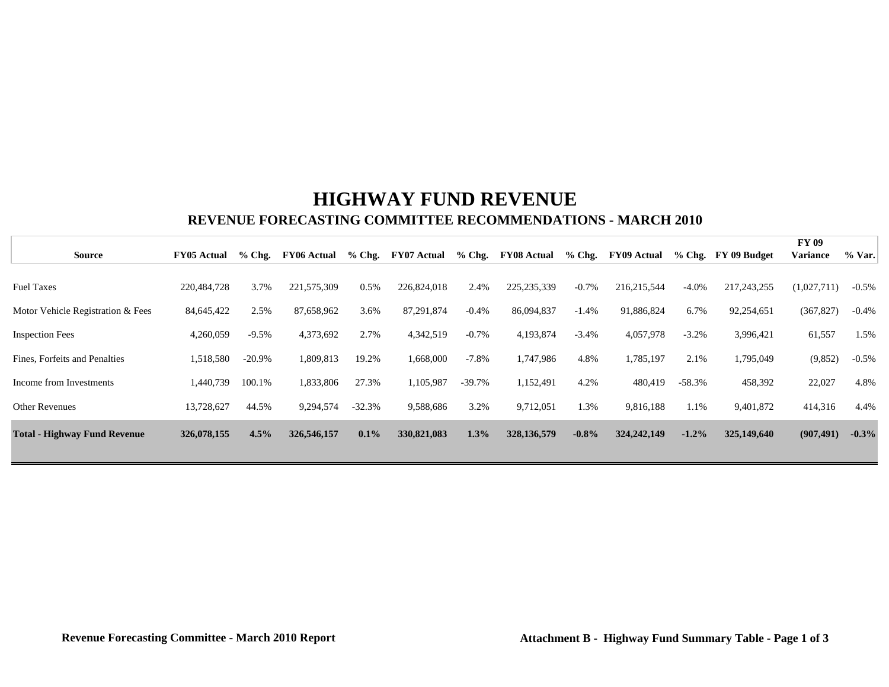# HIGHWAY FUND REVENUE

## REVENUE FORECASTING COMMITTEE RECOMMENDATIONS - MARCH 2010

| Source | FY05 Actual | % Chg. | FY06 Actual | % Chg. | FY07 Actual | % Chg. | FY08 Actual | % Chg. | FY09 Actual | % Chg. | FY 09 Budget | FY 09 Variance | % Var. |
|---|---|---|---|---|---|---|---|---|---|---|---|---|---|
| Fuel Taxes | 220,484,728 | 3.7% | 221,575,309 | 0.5% | 226,824,018 | 2.4% | 225,235,339 | -0.7% | 216,215,544 | -4.0% | 217,243,255 | (1,027,711) | -0.5% |
| Motor Vehicle Registration & Fees | 84,645,422 | 2.5% | 87,658,962 | 3.6% | 87,291,874 | -0.4% | 86,094,837 | -1.4% | 91,886,824 | 6.7% | 92,254,651 | (367,827) | -0.4% |
| Inspection Fees | 4,260,059 | -9.5% | 4,373,692 | 2.7% | 4,342,519 | -0.7% | 4,193,874 | -3.4% | 4,057,978 | -3.2% | 3,996,421 | 61,557 | 1.5% |
| Fines, Forfeits and Penalties | 1,518,580 | -20.9% | 1,809,813 | 19.2% | 1,668,000 | -7.8% | 1,747,986 | 4.8% | 1,785,197 | 2.1% | 1,795,049 | (9,852) | -0.5% |
| Income from Investments | 1,440,739 | 100.1% | 1,833,806 | 27.3% | 1,105,987 | -39.7% | 1,152,491 | 4.2% | 480,419 | -58.3% | 458,392 | 22,027 | 4.8% |
| Other Revenues | 13,728,627 | 44.5% | 9,294,574 | -32.3% | 9,588,686 | 3.2% | 9,712,051 | 1.3% | 9,816,188 | 1.1% | 9,401,872 | 414,316 | 4.4% |
| **Total - Highway Fund Revenue** | **326,078,155** | **4.5%** | **326,546,157** | **0.1%** | **330,821,083** | **1.3%** | **328,136,579** | **-0.8%** | **324,242,149** | **-1.2%** | **325,149,640** | **(907,491)** | **-0.3%** |

**Revenue Forecasting Committee - March 2010 Report** **Attachment B - Highway Fund Summary Table - Page 1 of 3**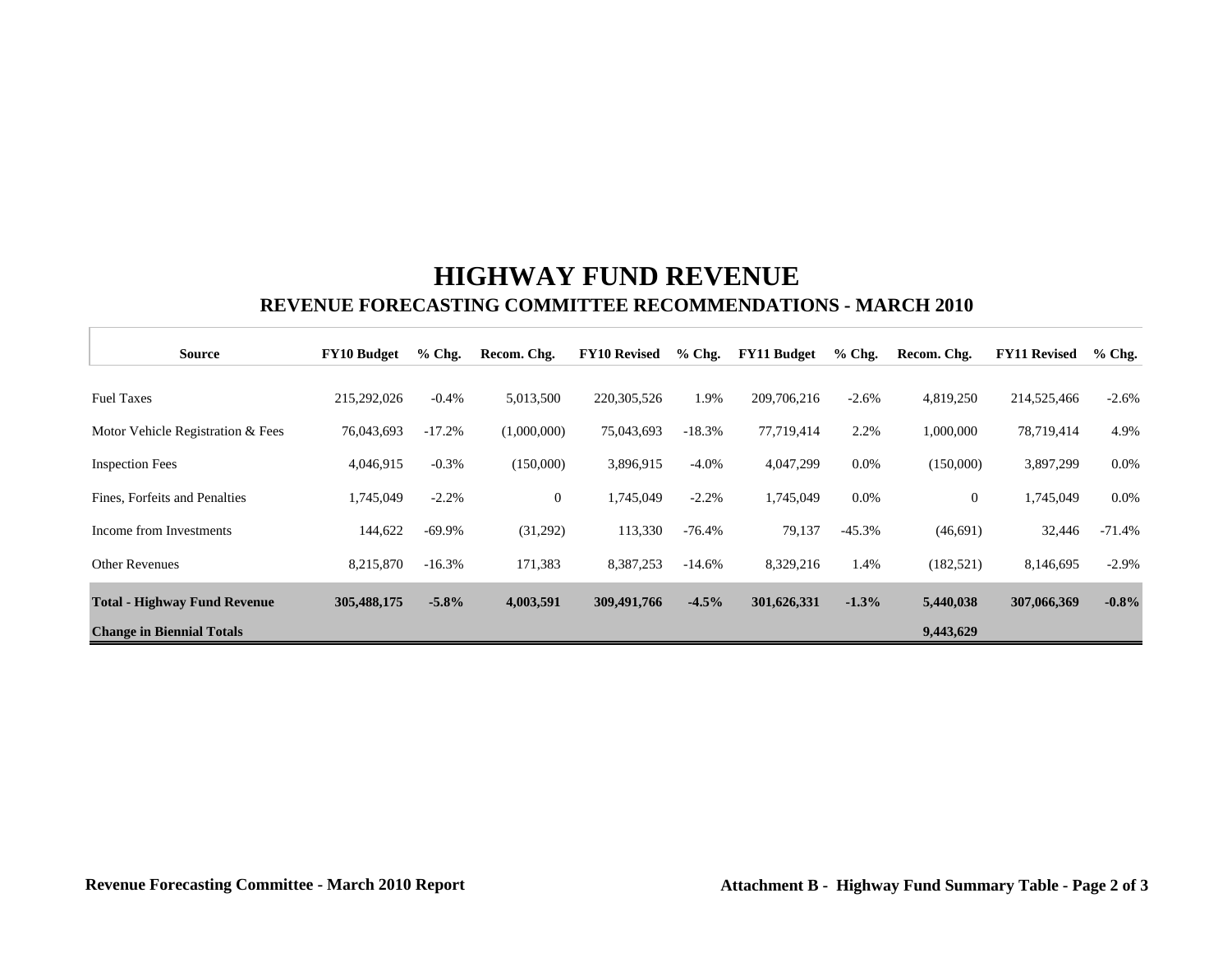# HIGHWAY FUND REVENUE

## REVENUE FORECASTING COMMITTEE RECOMMENDATIONS - MARCH 2010

| Source | FY10 Budget | % Chg. | Recom. Chg. | FY10 Revised | % Chg. | FY11 Budget | % Chg. | Recom. Chg. | FY11 Revised | % Chg. |
|---|---|---|---|---|---|---|---|---|---|---|
| Fuel Taxes | 215,292,026 | -0.4% | 5,013,500 | 220,305,526 | 1.9% | 209,706,216 | -2.6% | 4,819,250 | 214,525,466 | -2.6% |
| Motor Vehicle Registration & Fees | 76,043,693 | -17.2% | (1,000,000) | 75,043,693 | -18.3% | 77,719,414 | 2.2% | 1,000,000 | 78,719,414 | 4.9% |
| Inspection Fees | 4,046,915 | -0.3% | (150,000) | 3,896,915 | -4.0% | 4,047,299 | 0.0% | (150,000) | 3,897,299 | 0.0% |
| Fines, Forfeits and Penalties | 1,745,049 | -2.2% | 0 | 1,745,049 | -2.2% | 1,745,049 | 0.0% | 0 | 1,745,049 | 0.0% |
| Income from Investments | 144,622 | -69.9% | (31,292) | 113,330 | -76.4% | 79,137 | -45.3% | (46,691) | 32,446 | -71.4% |
| Other Revenues | 8,215,870 | -16.3% | 171,383 | 8,387,253 | -14.6% | 8,329,216 | 1.4% | (182,521) | 8,146,695 | -2.9% |
| **Total - Highway Fund Revenue** | **305,488,175** | **-5.8%** | **4,003,591** | **309,491,766** | **-4.5%** | **301,626,331** | **-1.3%** | **5,440,038** | **307,066,369** | **-0.8%** |
| **Change in Biennial Totals** | | | | | | | | **9,443,629** | | |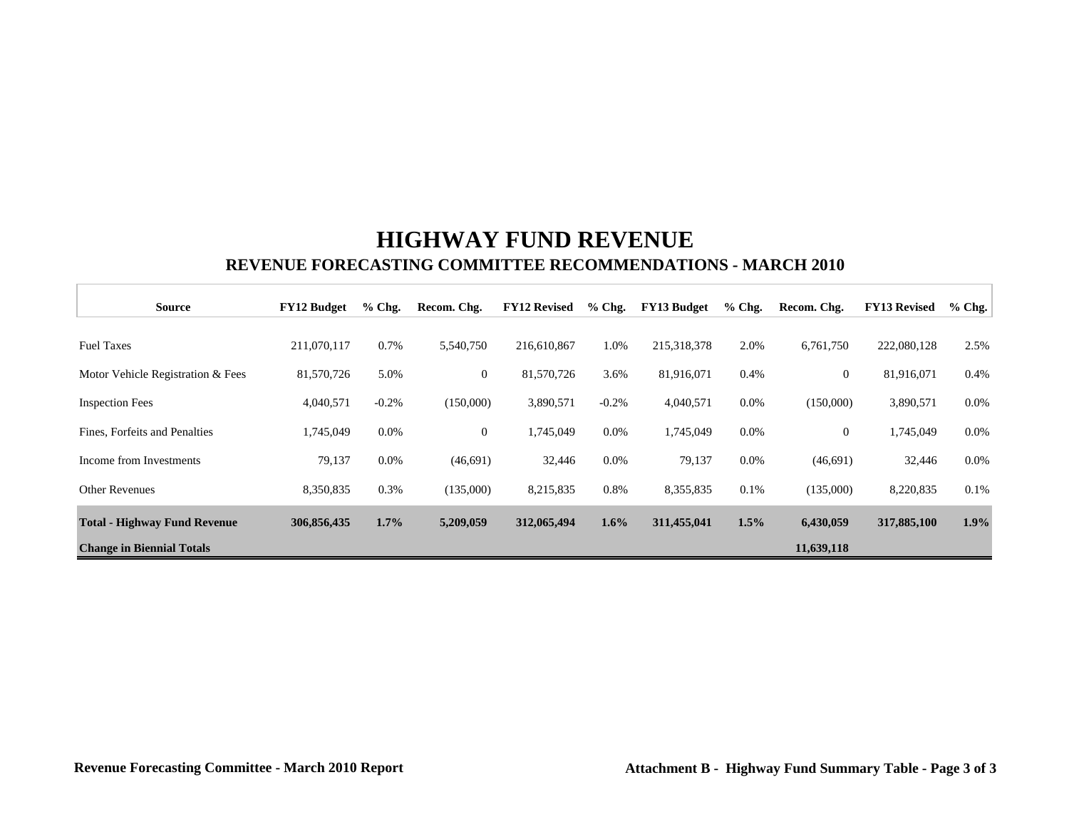# HIGHWAY FUND REVENUE

## REVENUE FORECASTING COMMITTEE RECOMMENDATIONS - MARCH 2010

| Source | FY12 Budget | % Chg. | Recom. Chg. | FY12 Revised | % Chg. | FY13 Budget | % Chg. | Recom. Chg. | FY13 Revised | % Chg. |
|---|---|---|---|---|---|---|---|---|---|---|
| Fuel Taxes | 211,070,117 | 0.7% | 5,540,750 | 216,610,867 | 1.0% | 215,318,378 | 2.0% | 6,761,750 | 222,080,128 | 2.5% |
| Motor Vehicle Registration & Fees | 81,570,726 | 5.0% | 0 | 81,570,726 | 3.6% | 81,916,071 | 0.4% | 0 | 81,916,071 | 0.4% |
| Inspection Fees | 4,040,571 | -0.2% | (150,000) | 3,890,571 | -0.2% | 4,040,571 | 0.0% | (150,000) | 3,890,571 | 0.0% |
| Fines, Forfeits and Penalties | 1,745,049 | 0.0% | 0 | 1,745,049 | 0.0% | 1,745,049 | 0.0% | 0 | 1,745,049 | 0.0% |
| Income from Investments | 79,137 | 0.0% | (46,691) | 32,446 | 0.0% | 79,137 | 0.0% | (46,691) | 32,446 | 0.0% |
| Other Revenues | 8,350,835 | 0.3% | (135,000) | 8,215,835 | 0.8% | 8,355,835 | 0.1% | (135,000) | 8,220,835 | 0.1% |
| **Total - Highway Fund Revenue** | **306,856,435** | **1.7%** | **5,209,059** | **312,065,494** | **1.6%** | **311,455,041** | **1.5%** | **6,430,059** | **317,885,100** | **1.9%** |
| **Change in Biennial Totals** | | | | | | | | **11,639,118** | | |

**Revenue Forecasting Committee - March 2010 Report**

**Attachment B - Highway Fund Summary Table - Page 3 of 3**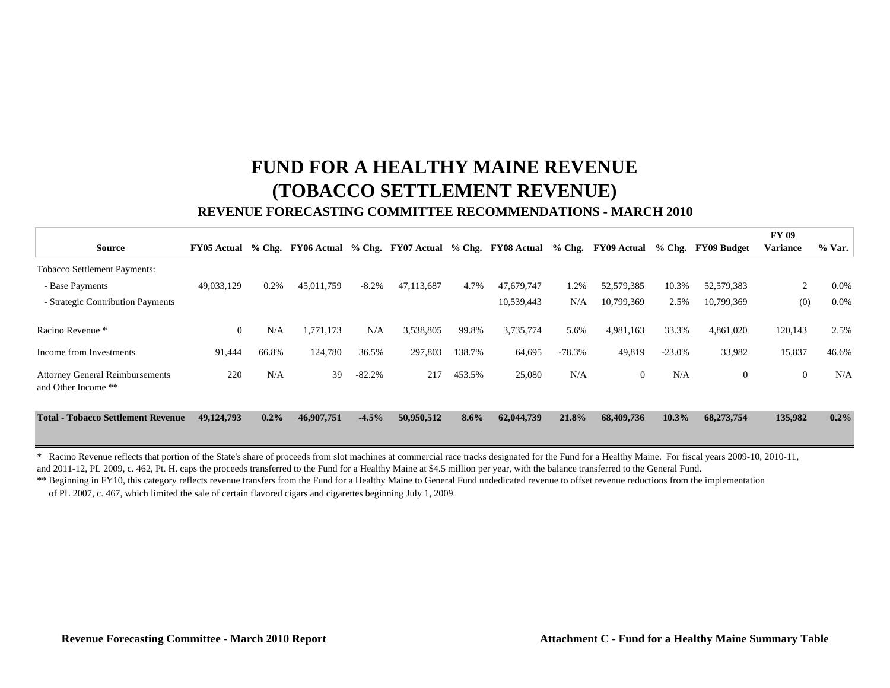# FUND FOR A HEALTHY MAINE REVENUE
# (TOBACCO SETTLEMENT REVENUE)
### REVENUE FORECASTING COMMITTEE RECOMMENDATIONS - MARCH 2010

| Source | FY05 Actual | % Chg. | FY06 Actual | % Chg. | FY07 Actual | % Chg. | FY08 Actual | % Chg. | FY09 Actual | % Chg. | FY09 Budget | FY 09 Variance | % Var. |
|---|---|---|---|---|---|---|---|---|---|---|---|---|---|
| Tobacco Settlement Payments: | | | | | | | | | | | | | |
| - Base Payments | 49,033,129 | 0.2% | 45,011,759 | -8.2% | 47,113,687 | 4.7% | 47,679,747 | 1.2% | 52,579,385 | 10.3% | 52,579,383 | 2 | 0.0% |
| - Strategic Contribution Payments | | | | | | | 10,539,443 | N/A | 10,799,369 | 2.5% | 10,799,369 | (0) | 0.0% |
| Racino Revenue * | 0 | N/A | 1,771,173 | N/A | 3,538,805 | 99.8% | 3,735,774 | 5.6% | 4,981,163 | 33.3% | 4,861,020 | 120,143 | 2.5% |
| Income from Investments | 91,444 | 66.8% | 124,780 | 36.5% | 297,803 | 138.7% | 64,695 | -78.3% | 49,819 | -23.0% | 33,982 | 15,837 | 46.6% |
| Attorney General Reimbursements and Other Income ** | 220 | N/A | 39 | -82.2% | 217 | 453.5% | 25,080 | N/A | 0 | N/A | 0 | 0 | N/A |
| **Total - Tobacco Settlement Revenue** | **49,124,793** | **0.2%** | **46,907,751** | **-4.5%** | **50,950,512** | **8.6%** | **62,044,739** | **21.8%** | **68,409,736** | **10.3%** | **68,273,754** | **135,982** | **0.2%** |

\* Racino Revenue reflects that portion of the State's share of proceeds from slot machines at commercial race tracks designated for the Fund for a Healthy Maine. For fiscal years 2009-10, 2010-11, and 2011-12, PL 2009, c. 462, Pt. H. caps the proceeds transferred to the Fund for a Healthy Maine at $4.5 million per year, with the balance transferred to the General Fund.

\** Beginning in FY10, this category reflects revenue transfers from the Fund for a Healthy Maine to General Fund undedicated revenue to offset revenue reductions from the implementation of PL 2007, c. 467, which limited the sale of certain flavored cigars and cigarettes beginning July 1, 2009.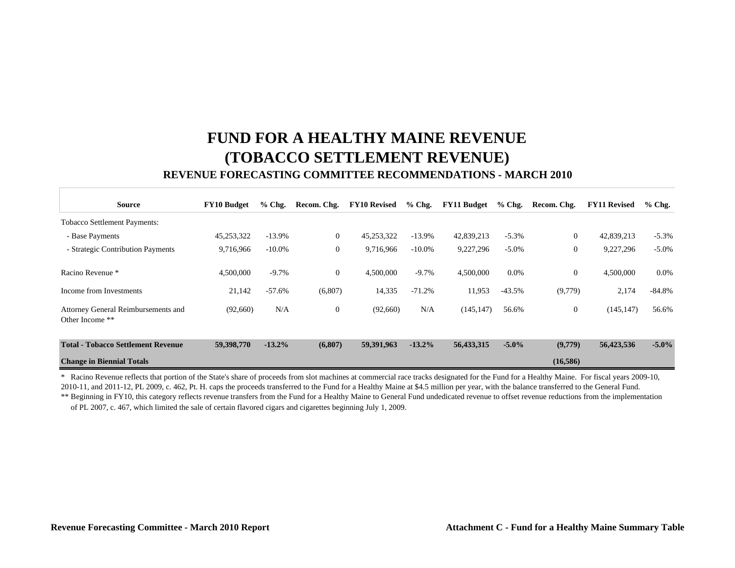# FUND FOR A HEALTHY MAINE REVENUE
# (TOBACCO SETTLEMENT REVENUE)
### REVENUE FORECASTING COMMITTEE RECOMMENDATIONS - MARCH 2010

| Source | FY10 Budget | % Chg. | Recom. Chg. | FY10 Revised | % Chg. | FY11 Budget | % Chg. | Recom. Chg. | FY11 Revised | % Chg. |
|---|---|---|---|---|---|---|---|---|---|---|
| Tobacco Settlement Payments: | | | | | | | | | | |
| - Base Payments | 45,253,322 | -13.9% | 0 | 45,253,322 | -13.9% | 42,839,213 | -5.3% | 0 | 42,839,213 | -5.3% |
| - Strategic Contribution Payments | 9,716,966 | -10.0% | 0 | 9,716,966 | -10.0% | 9,227,296 | -5.0% | 0 | 9,227,296 | -5.0% |
| Racino Revenue * | 4,500,000 | -9.7% | 0 | 4,500,000 | -9.7% | 4,500,000 | 0.0% | 0 | 4,500,000 | 0.0% |
| Income from Investments | 21,142 | -57.6% | (6,807) | 14,335 | -71.2% | 11,953 | -43.5% | (9,779) | 2,174 | -84.8% |
| Attorney General Reimbursements and Other Income ** | (92,660) | N/A | 0 | (92,660) | N/A | (145,147) | 56.6% | 0 | (145,147) | 56.6% |
| **Total - Tobacco Settlement Revenue** | **59,398,770** | **-13.2%** | **(6,807)** | **59,391,963** | **-13.2%** | **56,433,315** | **-5.0%** | **(9,779)** | **56,423,536** | **-5.0%** |
| **Change in Biennial Totals** | | | | | | | | **(16,586)** | | |

* Racino Revenue reflects that portion of the State's share of proceeds from slot machines at commercial race tracks designated for the Fund for a Healthy Maine. For fiscal years 2009-10, 2010-11, and 2011-12, PL 2009, c. 462, Pt. H. caps the proceeds transferred to the Fund for a Healthy Maine at $4.5 million per year, with the balance transferred to the General Fund.

** Beginning in FY10, this category reflects revenue transfers from the Fund for a Healthy Maine to General Fund undedicated revenue to offset revenue reductions from the implementation of PL 2007, c. 467, which limited the sale of certain flavored cigars and cigarettes beginning July 1, 2009.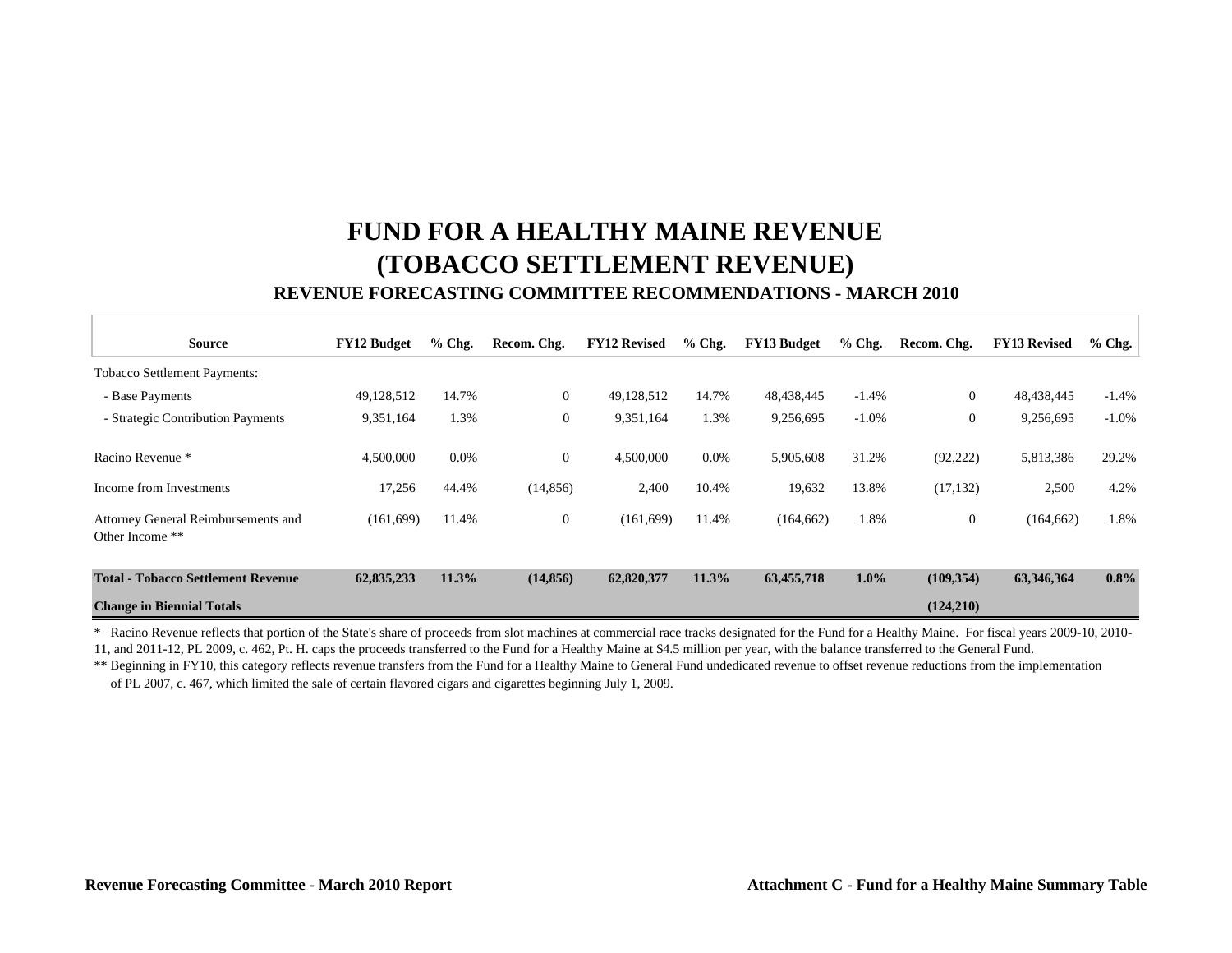# FUND FOR A HEALTHY MAINE REVENUE
# (TOBACCO SETTLEMENT REVENUE)
### REVENUE FORECASTING COMMITTEE RECOMMENDATIONS - MARCH 2010

| Source | FY12 Budget | % Chg. | Recom. Chg. | FY12 Revised | % Chg. | FY13 Budget | % Chg. | Recom. Chg. | FY13 Revised | % Chg. |
|---|---|---|---|---|---|---|---|---|---|---|
| Tobacco Settlement Payments: | | | | | | | | | | |
| - Base Payments | 49,128,512 | 14.7% | 0 | 49,128,512 | 14.7% | 48,438,445 | -1.4% | 0 | 48,438,445 | -1.4% |
| - Strategic Contribution Payments | 9,351,164 | 1.3% | 0 | 9,351,164 | 1.3% | 9,256,695 | -1.0% | 0 | 9,256,695 | -1.0% |
| Racino Revenue * | 4,500,000 | 0.0% | 0 | 4,500,000 | 0.0% | 5,905,608 | 31.2% | (92,222) | 5,813,386 | 29.2% |
| Income from Investments | 17,256 | 44.4% | (14,856) | 2,400 | 10.4% | 19,632 | 13.8% | (17,132) | 2,500 | 4.2% |
| Attorney General Reimbursements and Other Income ** | (161,699) | 11.4% | 0 | (161,699) | 11.4% | (164,662) | 1.8% | 0 | (164,662) | 1.8% |
| **Total - Tobacco Settlement Revenue** | **62,835,233** | **11.3%** | **(14,856)** | **62,820,377** | **11.3%** | **63,455,718** | **1.0%** | **(109,354)** | **63,346,364** | **0.8%** |
| **Change in Biennial Totals** | | | | | | | | **(124,210)** | | |

\* Racino Revenue reflects that portion of the State's share of proceeds from slot machines at commercial race tracks designated for the Fund for a Healthy Maine. For fiscal years 2009-10, 2010-11, and 2011-12, PL 2009, c. 462, Pt. H. caps the proceeds transferred to the Fund for a Healthy Maine at $4.5 million per year, with the balance transferred to the General Fund.

** Beginning in FY10, this category reflects revenue transfers from the Fund for a Healthy Maine to General Fund undedicated revenue to offset revenue reductions from the implementation of PL 2007, c. 467, which limited the sale of certain flavored cigars and cigarettes beginning July 1, 2009.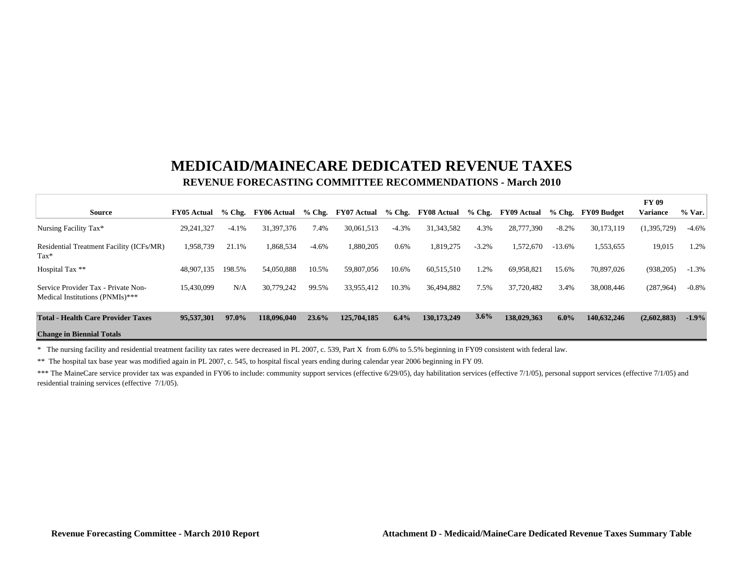# MEDICAID/MAINECARE DEDICATED REVENUE TAXES

## REVENUE FORECASTING COMMITTEE RECOMMENDATIONS - March 2010

| Source | FY05 Actual | % Chg. | FY06 Actual | % Chg. | FY07 Actual | % Chg. | FY08 Actual | % Chg. | FY09 Actual | % Chg. | FY09 Budget | FY 09 Variance | % Var. |
|---|---|---|---|---|---|---|---|---|---|---|---|---|---|
| Nursing Facility Tax* | 29,241,327 | -4.1% | 31,397,376 | 7.4% | 30,061,513 | -4.3% | 31,343,582 | 4.3% | 28,777,390 | -8.2% | 30,173,119 | (1,395,729) | -4.6% |
| Residential Treatment Facility (ICFs/MR) Tax* | 1,958,739 | 21.1% | 1,868,534 | -4.6% | 1,880,205 | 0.6% | 1,819,275 | -3.2% | 1,572,670 | -13.6% | 1,553,655 | 19,015 | 1.2% |
| Hospital Tax ** | 48,907,135 | 198.5% | 54,050,888 | 10.5% | 59,807,056 | 10.6% | 60,515,510 | 1.2% | 69,958,821 | 15.6% | 70,897,026 | (938,205) | -1.3% |
| Service Provider Tax - Private Non-Medical Institutions (PNMIs)*** | 15,430,099 | N/A | 30,779,242 | 99.5% | 33,955,412 | 10.3% | 36,494,882 | 7.5% | 37,720,482 | 3.4% | 38,008,446 | (287,964) | -0.8% |
| **Total - Health Care Provider Taxes** | **95,537,301** | **97.0%** | **118,096,040** | **23.6%** | **125,704,185** | **6.4%** | **130,173,249** | **3.6%** | **138,029,363** | **6.0%** | **140,632,246** | **(2,602,883)** | **-1.9%** |
| **Change in Biennial Totals** | | | | | | | | | | | | | |

* The nursing facility and residential treatment facility tax rates were decreased in PL 2007, c. 539, Part X from 6.0% to 5.5% beginning in FY09 consistent with federal law.

** The hospital tax base year was modified again in PL 2007, c. 545, to hospital fiscal years ending during calendar year 2006 beginning in FY 09.

*** The MaineCare service provider tax was expanded in FY06 to include: community support services (effective 6/29/05), day habilitation services (effective 7/1/05), personal support services (effective 7/1/05) and residential training services (effective 7/1/05).

**Revenue Forecasting Committee - March 2010 Report** **Attachment D - Medicaid/MaineCare Dedicated Revenue Taxes Summary Table**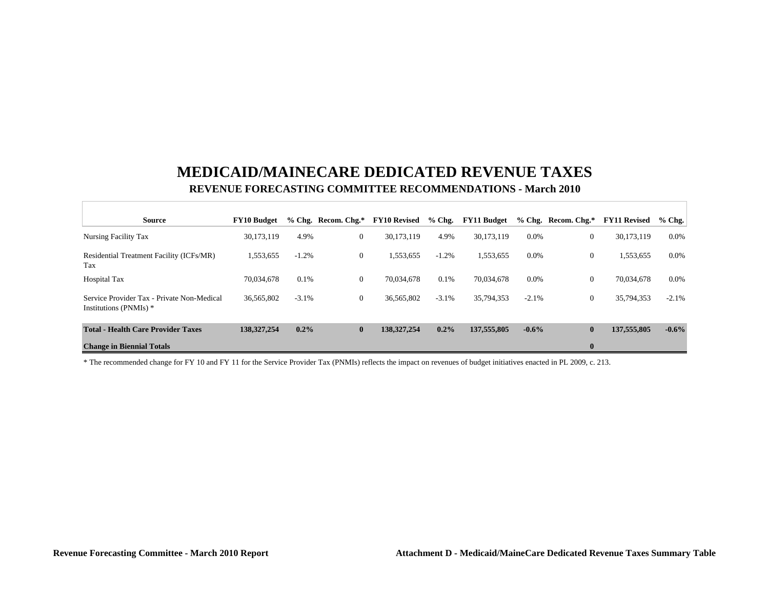# MEDICAID/MAINECARE DEDICATED REVENUE TAXES

## REVENUE FORECASTING COMMITTEE RECOMMENDATIONS - March 2010

| Source | FY10 Budget | % Chg. | Recom. Chg.* | FY10 Revised | % Chg. | FY11 Budget | % Chg. | Recom. Chg.* | FY11 Revised | % Chg. |
|---|---|---|---|---|---|---|---|---|---|---|
| Nursing Facility Tax | 30,173,119 | 4.9% | 0 | 30,173,119 | 4.9% | 30,173,119 | 0.0% | 0 | 30,173,119 | 0.0% |
| Residential Treatment Facility (ICFs/MR) Tax | 1,553,655 | -1.2% | 0 | 1,553,655 | -1.2% | 1,553,655 | 0.0% | 0 | 1,553,655 | 0.0% |
| Hospital Tax | 70,034,678 | 0.1% | 0 | 70,034,678 | 0.1% | 70,034,678 | 0.0% | 0 | 70,034,678 | 0.0% |
| Service Provider Tax - Private Non-Medical Institutions (PNMIs) * | 36,565,802 | -3.1% | 0 | 36,565,802 | -3.1% | 35,794,353 | -2.1% | 0 | 35,794,353 | -2.1% |
| **Total - Health Care Provider Taxes** | **138,327,254** | **0.2%** | **0** | **138,327,254** | **0.2%** | **137,555,805** | **-0.6%** | **0** | **137,555,805** | **-0.6%** |
| **Change in Biennial Totals** | | | | | | | | **0** | | |

* The recommended change for FY 10 and FY 11 for the Service Provider Tax (PNMIs) reflects the impact on revenues of budget initiatives enacted in PL 2009, c. 213.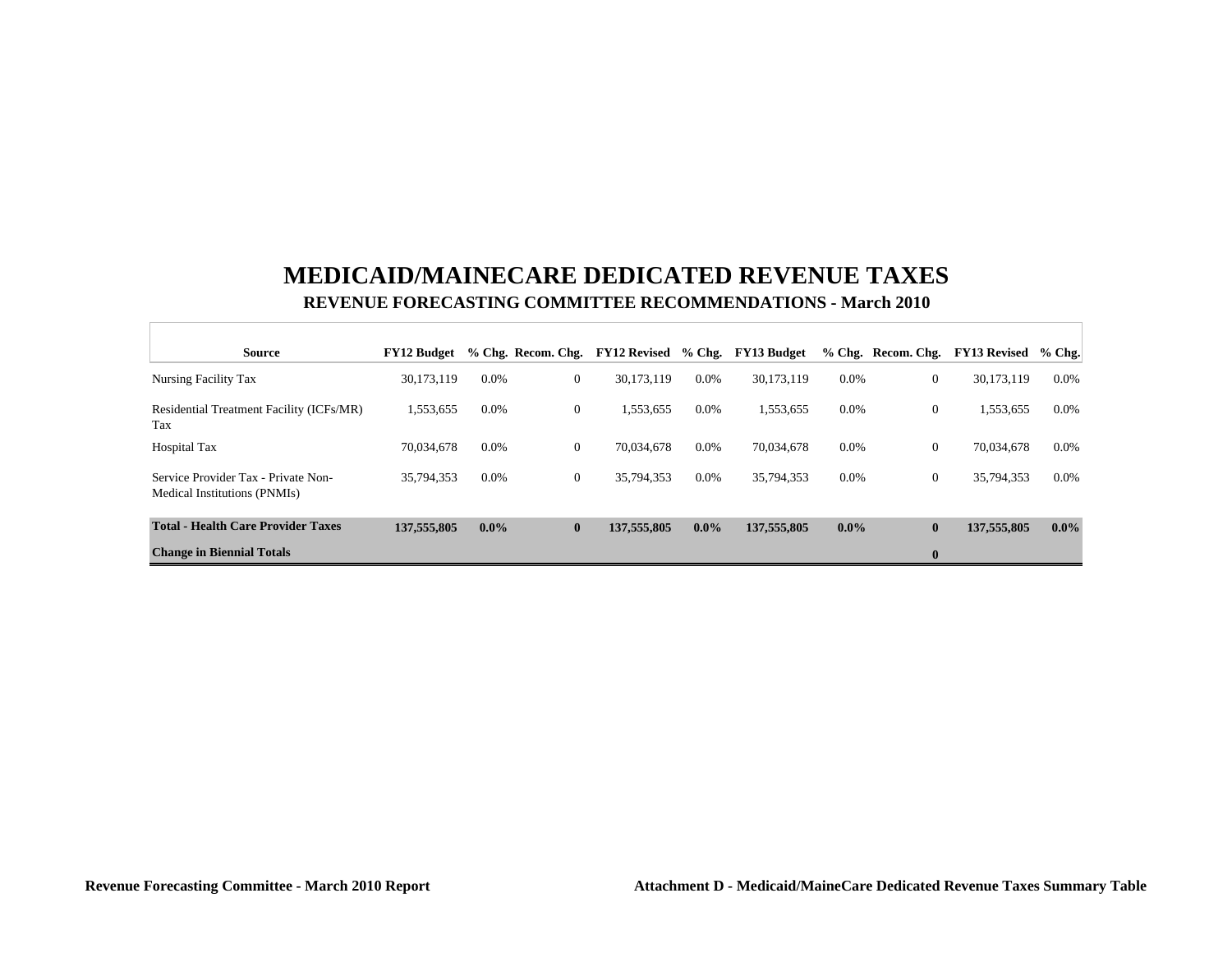# MEDICAID/MAINECARE DEDICATED REVENUE TAXES

## REVENUE FORECASTING COMMITTEE RECOMMENDATIONS - March 2010

| Source | FY12 Budget | % Chg. | Recom. Chg. | FY12 Revised | % Chg. | FY13 Budget | % Chg. | Recom. Chg. | FY13 Revised | % Chg. |
|---|---|---|---|---|---|---|---|---|---|---|
| Nursing Facility Tax | 30,173,119 | 0.0% | 0 | 30,173,119 | 0.0% | 30,173,119 | 0.0% | 0 | 30,173,119 | 0.0% |
| Residential Treatment Facility (ICFs/MR) Tax | 1,553,655 | 0.0% | 0 | 1,553,655 | 0.0% | 1,553,655 | 0.0% | 0 | 1,553,655 | 0.0% |
| Hospital Tax | 70,034,678 | 0.0% | 0 | 70,034,678 | 0.0% | 70,034,678 | 0.0% | 0 | 70,034,678 | 0.0% |
| Service Provider Tax - Private Non-Medical Institutions (PNMIs) | 35,794,353 | 0.0% | 0 | 35,794,353 | 0.0% | 35,794,353 | 0.0% | 0 | 35,794,353 | 0.0% |
| **Total - Health Care Provider Taxes** | **137,555,805** | **0.0%** | **0** | **137,555,805** | **0.0%** | **137,555,805** | **0.0%** | **0** | **137,555,805** | **0.0%** |
| **Change in Biennial Totals** | | | | | | | | **0** | | |

Revenue Forecasting Committee - March 2010 Report

Attachment D - Medicaid/MaineCare Dedicated Revenue Taxes Summary Table